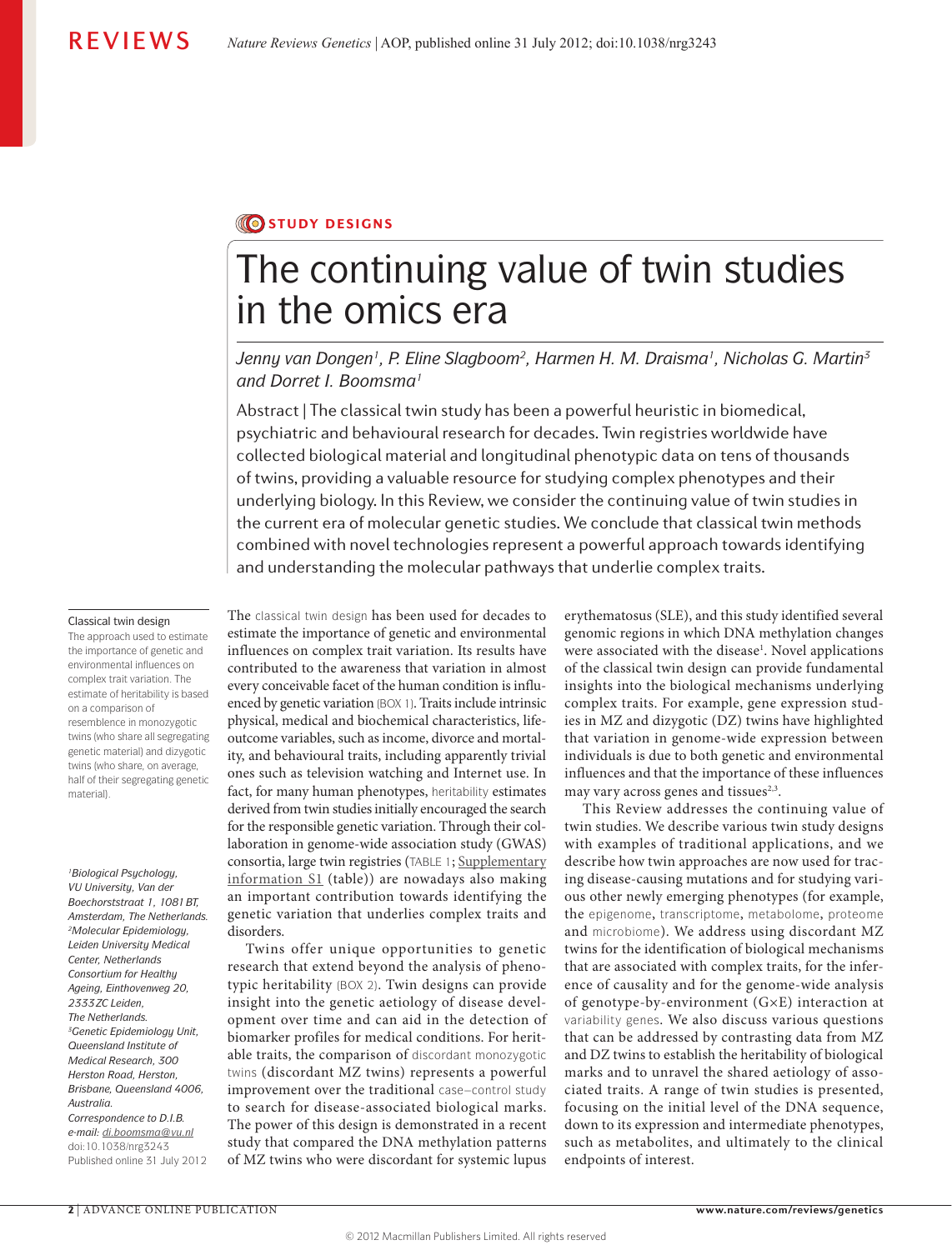STUDY DESIGNS

# The continuing value of twin studies in the omics era

*Jenny van Dongen[1], P. Eline Slagboom[2], Harmen H. M. Draisma[1], Nicholas G. Martin[3] and Dorret I. Boomsma[1]*

Abstract | The classical twin study has been a powerful heuristic in biomedical, psychiatric and behavioural research for decades. Twin registries worldwide have collected biological material and longitudinal phenotypic data on tens of thousands of twins, providing a valuable resource for studying complex phenotypes and their underlying biology. In this Review, we consider the continuing value of twin studies in the current era of molecular genetic studies. We conclude that classical twin methods combined with novel technologies represent a powerful approach towards identifying and understanding the molecular pathways that underlie complex traits.

The classical twin design has been used for decades to estimate the importance of genetic and environmental influences on complex trait variation. Its results have contributed to the awareness that variation in almost every conceivable facet of the human condition is influenced by genetic variation (BOX 1). Traits include intrinsic physical, medical and biochemical characteristics, life-outcome variables, such as income, divorce and mortality, and behavioural traits, including apparently trivial ones such as television watching and Internet use. In fact, for many human phenotypes, heritability estimates derived from twin studies initially encouraged the search for the responsible genetic variation. Through their collaboration in genome-wide association study (GWAS) consortia, large twin registries (TABLE 1; Supplementary information S1 (table)) are nowadays also making an important contribution towards identifying the genetic variation that underlies complex traits and disorders.

Twins offer unique opportunities to genetic research that extend beyond the analysis of phenotypic heritability (BOX 2). Twin designs can provide insight into the genetic aetiology of disease development over time and can aid in the detection of biomarker profiles for medical conditions. For heritable traits, the comparison of discordant monozygotic twins (discordant MZ twins) represents a powerful improvement over the traditional case–control study to search for disease-associated biological marks. The power of this design is demonstrated in a recent study that compared the DNA methylation patterns of MZ twins who were discordant for systemic lupus erythematosus (SLE), and this study identified several genomic regions in which DNA methylation changes were associated with the disease[1]. Novel applications of the classical twin design can provide fundamental insights into the biological mechanisms underlying complex traits. For example, gene expression studies in MZ and dizygotic (DZ) twins have highlighted that variation in genome-wide expression between individuals is due to both genetic and environmental influences and that the importance of these influences may vary across genes and tissues[2,3].

This Review addresses the continuing value of twin studies. We describe various twin study designs with examples of traditional applications, and we describe how twin approaches are now used for tracing disease-causing mutations and for studying various other newly emerging phenotypes (for example, the epigenome, transcriptome, metabolome, proteome and microbiome). We address using discordant MZ twins for the identification of biological mechanisms that are associated with complex traits, for the inference of causality and for the genome-wide analysis of genotype-by-environment (G×E) interaction at variability genes. We also discuss various questions that can be addressed by contrasting data from MZ and DZ twins to establish the heritability of biological marks and to unravel the shared aetiology of associated traits. A range of twin studies is presented, focusing on the initial level of the DNA sequence, down to its expression and intermediate phenotypes, such as metabolites, and ultimately to the clinical endpoints of interest.

**Classical twin design**
The approach used to estimate the importance of genetic and environmental influences on complex trait variation. The estimate of heritability is based on a comparison of resemblence in monozygotic twins (who share all segregating genetic material) and dizygotic twins (who share, on average, half of their segregating genetic material).

[1]*Biological Psychology, VU University, Van der Boechorststraat 1, 1081 BT, Amsterdam, The Netherlands.*
[2]*Molecular Epidemiology, Leiden University Medical Center, Netherlands Consortium for Healthy Ageing, Einthovenweg 20, 2333 ZC Leiden, The Netherlands.*
[3]*Genetic Epidemiology Unit, Queensland Institute of Medical Research, 300 Herston Road, Herston, Brisbane, Queensland 4006, Australia.*
*Correspondence to D.I.B.*
*e-mail: di.boomsma@vu.nl*
doi:10.1038/nrg3243
Published online 31 July 2012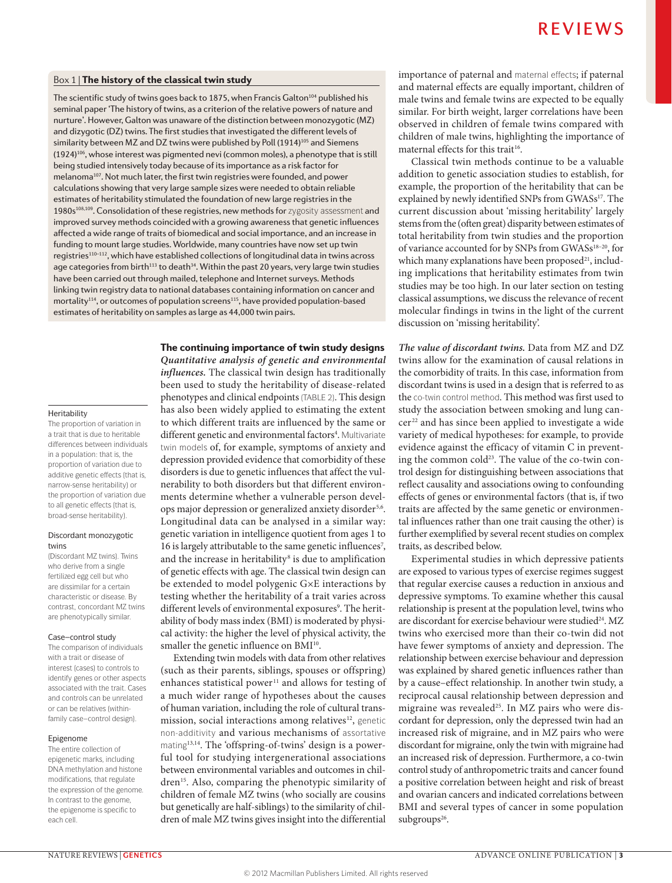## Box 1 | The history of the classical twin study

The scientific study of twins goes back to 1875, when Francis Galton[104] published his seminal paper 'The history of twins, as a criterion of the relative powers of nature and nurture'. However, Galton was unaware of the distinction between monozygotic (MZ) and dizygotic (DZ) twins. The first studies that investigated the different levels of similarity between MZ and DZ twins were published by Poll (1914)[105] and Siemens (1924)[106], whose interest was pigmented nevi (common moles), a phenotype that is still being studied intensively today because of its importance as a risk factor for melanoma[107]. Not much later, the first twin registries were founded, and power calculations showing that very large sample sizes were needed to obtain reliable estimates of heritability stimulated the foundation of new large registries in the 1980s[108,109]. Consolidation of these registries, new methods for zygosity assessment and improved survey methods coincided with a growing awareness that genetic influences affected a wide range of traits of biomedical and social importance, and an increase in funding to mount large studies. Worldwide, many countries have now set up twin registries[110–112], which have established collections of longitudinal data in twins across age categories from birth[113] to death[34]. Within the past 20 years, very large twin studies have been carried out through mailed, telephone and Internet surveys. Methods linking twin registry data to national databases containing information on cancer and mortality[114], or outcomes of population screens[115], have provided population-based estimates of heritability on samples as large as 44,000 twin pairs.

**Heritability**
The proportion of variation in a trait that is due to heritable differences between individuals in a population: that is, the proportion of variation due to additive genetic effects (that is, narrow-sense heritability) or the proportion of variation due to all genetic effects (that is, broad-sense heritability).

**Discordant monozygotic twins**
(Discordant MZ twins). Twins who derive from a single fertilized egg cell but who are dissimilar for a certain characteristic or disease. By contrast, concordant MZ twins are phenotypically similar.

**Case–control study**
The comparison of individuals with a trait or disease of interest (cases) to controls to identify genes or other aspects associated with the trait. Cases and controls can be unrelated or can be relatives (within-family case–control design).

**Epigenome**
The entire collection of epigenetic marks, including DNA methylation and histone modifications, that regulate the expression of the genome. In contrast to the genome, the epigenome is specific to each cell.

## The continuing importance of twin study designs

***Quantitative analysis of genetic and environmental influences.*** The classical twin design has traditionally been used to study the heritability of disease-related phenotypes and clinical endpoints (TABLE 2). This design has also been widely applied to estimating the extent to which different traits are influenced by the same or different genetic and environmental factors[4]. Multivariate twin models of, for example, symptoms of anxiety and depression provided evidence that comorbidity of these disorders is due to genetic influences that affect the vulnerability to both disorders but that different environments determine whether a vulnerable person develops major depression or generalized anxiety disorder[5,6]. Longitudinal data can be analysed in a similar way: genetic variation in intelligence quotient from ages 1 to 16 is largely attributable to the same genetic influences[7], and the increase in heritability[8] is due to amplification of genetic effects with age. The classical twin design can be extended to model polygenic G×E interactions by testing whether the heritability of a trait varies across different levels of environmental exposures[9]. The heritability of body mass index (BMI) is moderated by physical activity: the higher the level of physical activity, the smaller the genetic influence on BMI[10].

Extending twin models with data from other relatives (such as their parents, siblings, spouses or offspring) enhances statistical power[11] and allows for testing of a much wider range of hypotheses about the causes of human variation, including the role of cultural transmission, social interactions among relatives[12], genetic non-additivity and various mechanisms of assortative mating[13,14]. The 'offspring-of-twins' design is a powerful tool for studying intergenerational associations between environmental variables and outcomes in children[15]. Also, comparing the phenotypic similarity of children of female MZ twins (who socially are cousins but genetically are half-siblings) to the similarity of children of male MZ twins gives insight into the differential importance of paternal and maternal effects; if paternal and maternal effects are equally important, children of male twins and female twins are expected to be equally similar. For birth weight, larger correlations have been observed in children of female twins compared with children of male twins, highlighting the importance of maternal effects for this trait[16].

Classical twin methods continue to be a valuable addition to genetic association studies to establish, for example, the proportion of the heritability that can be explained by newly identified SNPs from GWASs[17]. The current discussion about 'missing heritability' largely stems from the (often great) disparity between estimates of total heritability from twin studies and the proportion of variance accounted for by SNPs from GWASs[18–20], for which many explanations have been proposed[21], including implications that heritability estimates from twin studies may be too high. In our later section on testing classical assumptions, we discuss the relevance of recent molecular findings in twins in the light of the current discussion on 'missing heritability'.

***The value of discordant twins.*** Data from MZ and DZ twins allow for the examination of causal relations in the comorbidity of traits. In this case, information from discordant twins is used in a design that is referred to as the co-twin control method. This method was first used to study the association between smoking and lung cancer[22] and has since been applied to investigate a wide variety of medical hypotheses: for example, to provide evidence against the efficacy of vitamin C in preventing the common cold[23]. The value of the co-twin control design for distinguishing between associations that reflect causality and associations owing to confounding effects of genes or environmental factors (that is, if two traits are affected by the same genetic or environmental influences rather than one trait causing the other) is further exemplified by several recent studies on complex traits, as described below.

Experimental studies in which depressive patients are exposed to various types of exercise regimes suggest that regular exercise causes a reduction in anxious and depressive symptoms. To examine whether this causal relationship is present at the population level, twins who are discordant for exercise behaviour were studied[24]. MZ twins who exercised more than their co-twin did not have fewer symptoms of anxiety and depression. The relationship between exercise behaviour and depression was explained by shared genetic influences rather than by a cause–effect relationship. In another twin study, a reciprocal causal relationship between depression and migraine was revealed[25]. In MZ pairs who were discordant for depression, only the depressed twin had an increased risk of migraine, and in MZ pairs who were discordant for migraine, only the twin with migraine had an increased risk of depression. Furthermore, a co-twin control study of anthropometric traits and cancer found a positive correlation between height and risk of breast and ovarian cancers and indicated correlations between BMI and several types of cancer in some population subgroups[26].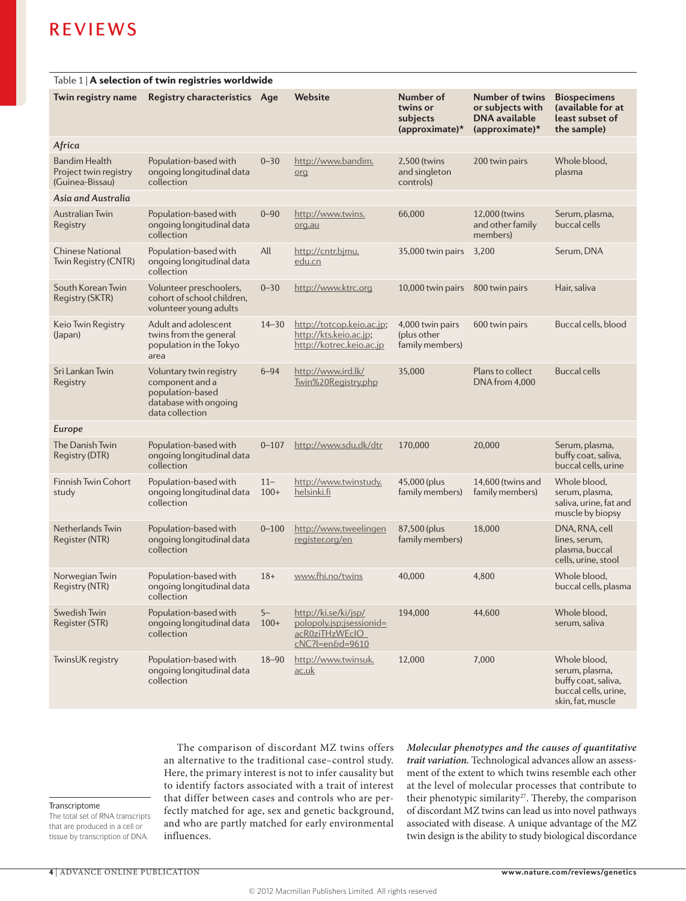Table 1 | **A selection of twin registries worldwide**

| Twin registry name | Registry characteristics | Age | Website | Number of twins or subjects (approximate)* | Number of twins or subjects with DNA available (approximate)* | Biospecimens (available for at least subset of the sample) |
|---|---|---|---|---|---|---|
| *Africa* | | | | | | |
| Bandim Health Project twin registry (Guinea-Bissau) | Population-based with ongoing longitudinal data collection | 0–30 | http://www.bandim.org | 2,500 (twins and singleton controls) | 200 twin pairs | Whole blood, plasma |
| *Asia and Australia* | | | | | | |
| Australian Twin Registry | Population-based with ongoing longitudinal data collection | 0–90 | http://www.twins.org.au | 66,000 | 12,000 (twins and other family members) | Serum, plasma, buccal cells |
| Chinese National Twin Registry (CNTR) | Population-based with ongoing longitudinal data collection | All | http://cntr.bjmu.edu.cn | 35,000 twin pairs | 3,200 | Serum, DNA |
| South Korean Twin Registry (SKTR) | Volunteer preschoolers, cohort of school children, volunteer young adults | 0–30 | http://www.ktrc.org | 10,000 twin pairs | 800 twin pairs | Hair, saliva |
| Keio Twin Registry (Japan) | Adult and adolescent twins from the general population in the Tokyo area | 14–30 | http://totcop.keio.ac.jp; http://kts.keio.ac.jp; http://kotrec.keio.ac.jp | 4,000 twin pairs (plus other family members) | 600 twin pairs | Buccal cells, blood |
| Sri Lankan Twin Registry | Voluntary twin registry component and a population-based database with ongoing data collection | 6–94 | http://www.ird.lk/Twin%20Registry.php | 35,000 | Plans to collect DNA from 4,000 | Buccal cells |
| *Europe* | | | | | | |
| The Danish Twin Registry (DTR) | Population-based with ongoing longitudinal data collection | 0–107 | http://www.sdu.dk/dtr | 170,000 | 20,000 | Serum, plasma, buffy coat, saliva, buccal cells, urine |
| Finnish Twin Cohort study | Population-based with ongoing longitudinal data collection | 11–100+ | http://www.twinstudy.helsinki.fi | 45,000 (plus family members) | 14,600 (twins and family members) | Whole blood, serum, plasma, saliva, urine, fat and muscle by biopsy |
| Netherlands Twin Register (NTR) | Population-based with ongoing longitudinal data collection | 0–100 | http://www.tweelingenregister.org/en | 87,500 (plus family members) | 18,000 | DNA, RNA, cell lines, serum, plasma, buccal cells, urine, stool |
| Norwegian Twin Registry (NTR) | Population-based with ongoing longitudinal data collection | 18+ | www.fhi.no/twins | 40,000 | 4,800 | Whole blood, buccal cells, plasma |
| Swedish Twin Register (STR) | Population-based with ongoing longitudinal data collection | 5–100+ | http://ki.se/ki/jsp/polopoly.jsp;jsessionid=acR0ziTHzWEclO_cNC?l=en&d=9610 | 194,000 | 44,600 | Whole blood, serum, saliva |
| TwinsUK registry | Population-based with ongoing longitudinal data collection | 18–90 | http://www.twinsuk.ac.uk | 12,000 | 7,000 | Whole blood, serum, plasma, buffy coat, saliva, buccal cells, urine, skin, fat, muscle |

The comparison of discordant MZ twins offers an alternative to the traditional case–control study. Here, the primary interest is not to infer causality but to identify factors associated with a trait of interest that differ between cases and controls who are perfectly matched for age, sex and genetic background, and who are partly matched for early environmental influences.

***Molecular phenotypes and the causes of quantitative trait variation.*** Technological advances allow an assessment of the extent to which twins resemble each other at the level of molecular processes that contribute to their phenotypic similarity[27]. Thereby, the comparison of discordant MZ twins can lead us into novel pathways associated with disease. A unique advantage of the MZ twin design is the ability to study biological discordance

**Transcriptome**
The total set of RNA transcripts that are produced in a cell or tissue by transcription of DNA.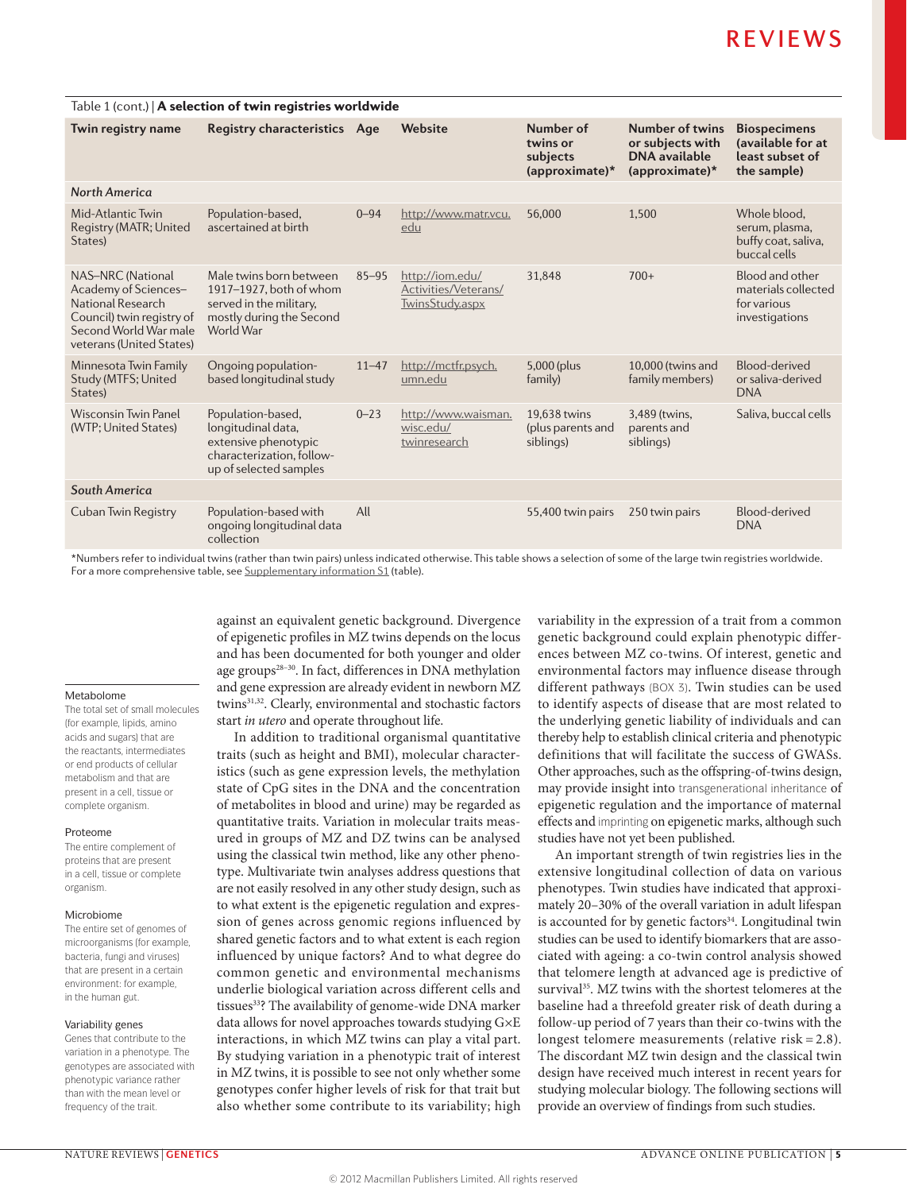Table 1 (cont.) | **A selection of twin registries worldwide**

| Twin registry name | Registry characteristics | Age | Website | Number of twins or subjects (approximate)* | Number of twins or subjects with DNA available (approximate)* | Biospecimens (available for at least subset of the sample) |
|---|---|---|---|---|---|---|
| *North America* | | | | | | |
| Mid-Atlantic Twin Registry (MATR; United States) | Population-based, ascertained at birth | 0–94 | http://www.matr.vcu.edu | 56,000 | 1,500 | Whole blood, serum, plasma, buffy coat, saliva, buccal cells |
| NAS–NRC (National Academy of Sciences–National Research Council) twin registry of Second World War male veterans (United States) | Male twins born between 1917–1927, both of whom served in the military, mostly during the Second World War | 85–95 | http://iom.edu/Activities/Veterans/TwinsStudy.aspx | 31,848 | 700+ | Blood and other materials collected for various investigations |
| Minnesota Twin Family Study (MTFS; United States) | Ongoing population-based longitudinal study | 11–47 | http://mctfr.psych.umn.edu | 5,000 (plus family) | 10,000 (twins and family members) | Blood-derived or saliva-derived DNA |
| Wisconsin Twin Panel (WTP; United States) | Population-based, longitudinal data, extensive phenotypic characterization, follow-up of selected samples | 0–23 | http://www.waisman.wisc.edu/twinresearch | 19,638 twins (plus parents and siblings) | 3,489 (twins, parents and siblings) | Saliva, buccal cells |
| *South America* | | | | | | |
| Cuban Twin Registry | Population-based with ongoing longitudinal data collection | All | | 55,400 twin pairs | 250 twin pairs | Blood-derived DNA |

*Numbers refer to individual twins (rather than twin pairs) unless indicated otherwise. This table shows a selection of some of the large twin registries worldwide. For a more comprehensive table, see Supplementary information S1 (table).

against an equivalent genetic background. Divergence of epigenetic profiles in MZ twins depends on the locus and has been documented for both younger and older age groups[28–30]. In fact, differences in DNA methylation and gene expression are already evident in newborn MZ twins[31,32]. Clearly, environmental and stochastic factors start *in utero* and operate throughout life.

In addition to traditional organismal quantitative traits (such as height and BMI), molecular characteristics (such as gene expression levels, the methylation state of CpG sites in the DNA and the concentration of metabolites in blood and urine) may be regarded as quantitative traits. Variation in molecular traits measured in groups of MZ and DZ twins can be analysed using the classical twin method, like any other phenotype. Multivariate twin analyses address questions that are not easily resolved in any other study design, such as to what extent is the epigenetic regulation and expression of genes across genomic regions influenced by shared genetic factors and to what extent is each region influenced by unique factors? And to what degree do common genetic and environmental mechanisms underlie biological variation across different cells and tissues[33]? The availability of genome-wide DNA marker data allows for novel approaches towards studying G×E interactions, in which MZ twins can play a vital part. By studying variation in a phenotypic trait of interest in MZ twins, it is possible to see not only whether some genotypes confer higher levels of risk for that trait but also whether some contribute to its variability; high variability in the expression of a trait from a common genetic background could explain phenotypic differences between MZ co-twins. Of interest, genetic and environmental factors may influence disease through different pathways (BOX 3). Twin studies can be used to identify aspects of disease that are most related to the underlying genetic liability of individuals and can thereby help to establish clinical criteria and phenotypic definitions that will facilitate the success of GWASs. Other approaches, such as the offspring-of-twins design, may provide insight into transgenerational inheritance of epigenetic regulation and the importance of maternal effects and imprinting on epigenetic marks, although such studies have not yet been published.

An important strength of twin registries lies in the extensive longitudinal collection of data on various phenotypes. Twin studies have indicated that approximately 20–30% of the overall variation in adult lifespan is accounted for by genetic factors[34]. Longitudinal twin studies can be used to identify biomarkers that are associated with ageing: a co-twin control analysis showed that telomere length at advanced age is predictive of survival[35]. MZ twins with the shortest telomeres at the baseline had a threefold greater risk of death during a follow-up period of 7 years than their co-twins with the longest telomere measurements (relative risk = 2.8). The discordant MZ twin design and the classical twin design have received much interest in recent years for studying molecular biology. The following sections will provide an overview of findings from such studies.

**Metabolome**
The total set of small molecules (for example, lipids, amino acids and sugars) that are the reactants, intermediates or end products of cellular metabolism and that are present in a cell, tissue or complete organism.

**Proteome**
The entire complement of proteins that are present in a cell, tissue or complete organism.

**Microbiome**
The entire set of genomes of microorganisms (for example, bacteria, fungi and viruses) that are present in a certain environment: for example, in the human gut.

**Variability genes**
Genes that contribute to the variation in a phenotype. The genotypes are associated with phenotypic variance rather than with the mean level or frequency of the trait.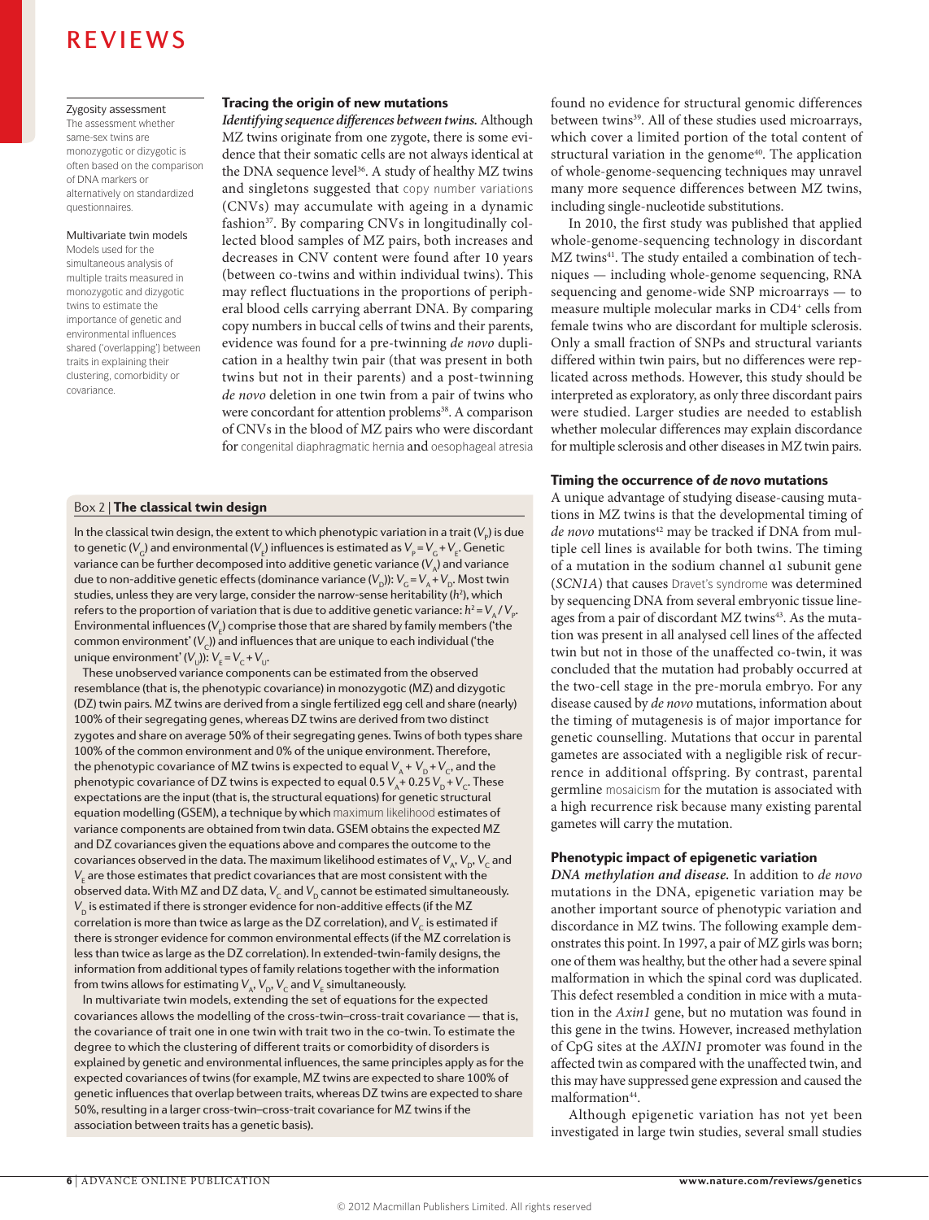Zygosity assessment
The assessment whether same-sex twins are monozygotic or dizygotic is often based on the comparison of DNA markers or alternatively on standardized questionnaires.

Multivariate twin models
Models used for the simultaneous analysis of multiple traits measured in monozygotic and dizygotic twins to estimate the importance of genetic and environmental influences shared ('overlapping') between traits in explaining their clustering, comorbidity or covariance.

### Tracing the origin of new mutations

***Identifying sequence differences between twins.*** Although MZ twins originate from one zygote, there is some evidence that their somatic cells are not always identical at the DNA sequence level[36]. A study of healthy MZ twins and singletons suggested that copy number variations (CNVs) may accumulate with ageing in a dynamic fashion[37]. By comparing CNVs in longitudinally collected blood samples of MZ pairs, both increases and decreases in CNV content were found after 10 years (between co-twins and within individual twins). This may reflect fluctuations in the proportions of peripheral blood cells carrying aberrant DNA. By comparing copy numbers in buccal cells of twins and their parents, evidence was found for a pre-twinning *de novo* duplication in a healthy twin pair (that was present in both twins but not in their parents) and a post-twinning *de novo* deletion in one twin from a pair of twins who were concordant for attention problems[38]. A comparison of CNVs in the blood of MZ pairs who were discordant for congenital diaphragmatic hernia and oesophageal atresia found no evidence for structural genomic differences between twins[39]. All of these studies used microarrays, which cover a limited portion of the total content of structural variation in the genome[40]. The application of whole-genome-sequencing techniques may unravel many more sequence differences between MZ twins, including single-nucleotide substitutions.

In 2010, the first study was published that applied whole-genome-sequencing technology in discordant MZ twins[41]. The study entailed a combination of techniques — including whole-genome sequencing, RNA sequencing and genome-wide SNP microarrays — to measure multiple molecular marks in CD4$^+$ cells from female twins who are discordant for multiple sclerosis. Only a small fraction of SNPs and structural variants differed within twin pairs, but no differences were replicated across methods. However, this study should be interpreted as exploratory, as only three discordant pairs were studied. Larger studies are needed to establish whether molecular differences may explain discordance for multiple sclerosis and other diseases in MZ twin pairs.

### Timing the occurrence of *de novo* mutations

A unique advantage of studying disease-causing mutations in MZ twins is that the developmental timing of *de novo* mutations[42] may be tracked if DNA from multiple cell lines is available for both twins. The timing of a mutation in the sodium channel α1 subunit gene (*SCN1A*) that causes Dravet's syndrome was determined by sequencing DNA from several embryonic tissue lineages from a pair of discordant MZ twins[43]. As the mutation was present in all analysed cell lines of the affected twin but not in those of the unaffected co-twin, it was concluded that the mutation had probably occurred at the two-cell stage in the pre-morula embryo. For any disease caused by *de novo* mutations, information about the timing of mutagenesis is of major importance for genetic counselling. Mutations that occur in parental gametes are associated with a negligible risk of recurrence in additional offspring. By contrast, parental germline mosaicism for the mutation is associated with a high recurrence risk because many existing parental gametes will carry the mutation.

### Phenotypic impact of epigenetic variation

***DNA methylation and disease.*** In addition to *de novo* mutations in the DNA, epigenetic variation may be another important source of phenotypic variation and discordance in MZ twins. The following example demonstrates this point. In 1997, a pair of MZ girls was born; one of them was healthy, but the other had a severe spinal malformation in which the spinal cord was duplicated. This defect resembled a condition in mice with a mutation in the *Axin1* gene, but no mutation was found in this gene in the twins. However, increased methylation of CpG sites at the *AXIN1* promoter was found in the affected twin as compared with the unaffected twin, and this may have suppressed gene expression and caused the malformation[44].

Although epigenetic variation has not yet been investigated in large twin studies, several small studies

---

**Box 2 | The classical twin design**

In the classical twin design, the extent to which phenotypic variation in a trait ($V_P$) is due to genetic ($V_G$) and environmental ($V_E$) influences is estimated as $V_P = V_G + V_E$. Genetic variance can be further decomposed into additive genetic variance ($V_A$) and variance due to non-additive genetic effects (dominance variance ($V_D$)): $V_G = V_A + V_D$. Most twin studies, unless they are very large, consider the narrow-sense heritability ($h^2$), which refers to the proportion of variation that is due to additive genetic variance: $h^2 = V_A / V_P$. Environmental influences ($V_E$) comprise those that are shared by family members ('the common environment' ($V_C$)) and influences that are unique to each individual ('the unique environment' ($V_U$)): $V_E = V_C + V_U$.

These unobserved variance components can be estimated from the observed resemblance (that is, the phenotypic covariance) in monozygotic (MZ) and dizygotic (DZ) twin pairs. MZ twins are derived from a single fertilized egg cell and share (nearly) 100% of their segregating genes, whereas DZ twins are derived from two distinct zygotes and share on average 50% of their segregating genes. Twins of both types share 100% of the common environment and 0% of the unique environment. Therefore, the phenotypic covariance of MZ twins is expected to equal $V_A + V_D + V_C$, and the phenotypic covariance of DZ twins is expected to equal $0.5\,V_A + 0.25\,V_D + V_C$. These expectations are the input (that is, the structural equations) for genetic structural equation modelling (GSEM), a technique by which maximum likelihood estimates of variance components are obtained from twin data. GSEM obtains the expected MZ and DZ covariances given the equations above and compares the outcome to the covariances observed in the data. The maximum likelihood estimates of $V_A$, $V_D$, $V_C$ and $V_E$ are those estimates that predict covariances that are most consistent with the observed data. With MZ and DZ data, $V_C$ and $V_D$ cannot be estimated simultaneously. $V_D$ is estimated if there is stronger evidence for non-additive effects (if the MZ correlation is more than twice as large as the DZ correlation), and $V_C$ is estimated if there is stronger evidence for common environmental effects (if the MZ correlation is less than twice as large as the DZ correlation). In extended-twin-family designs, the information from additional types of family relations together with the information from twins allows for estimating $V_A$, $V_D$, $V_C$ and $V_E$ simultaneously.

In multivariate twin models, extending the set of equations for the expected covariances allows the modelling of the cross-twin–cross-trait covariance — that is, the covariance of trait one in one twin with trait two in the co-twin. To estimate the degree to which the clustering of different traits or comorbidity of disorders is explained by genetic and environmental influences, the same principles apply as for the expected covariances of twins (for example, MZ twins are expected to share 100% of genetic influences that overlap between traits, whereas DZ twins are expected to share 50%, resulting in a larger cross-twin–cross-trait covariance for MZ twins if the association between traits has a genetic basis).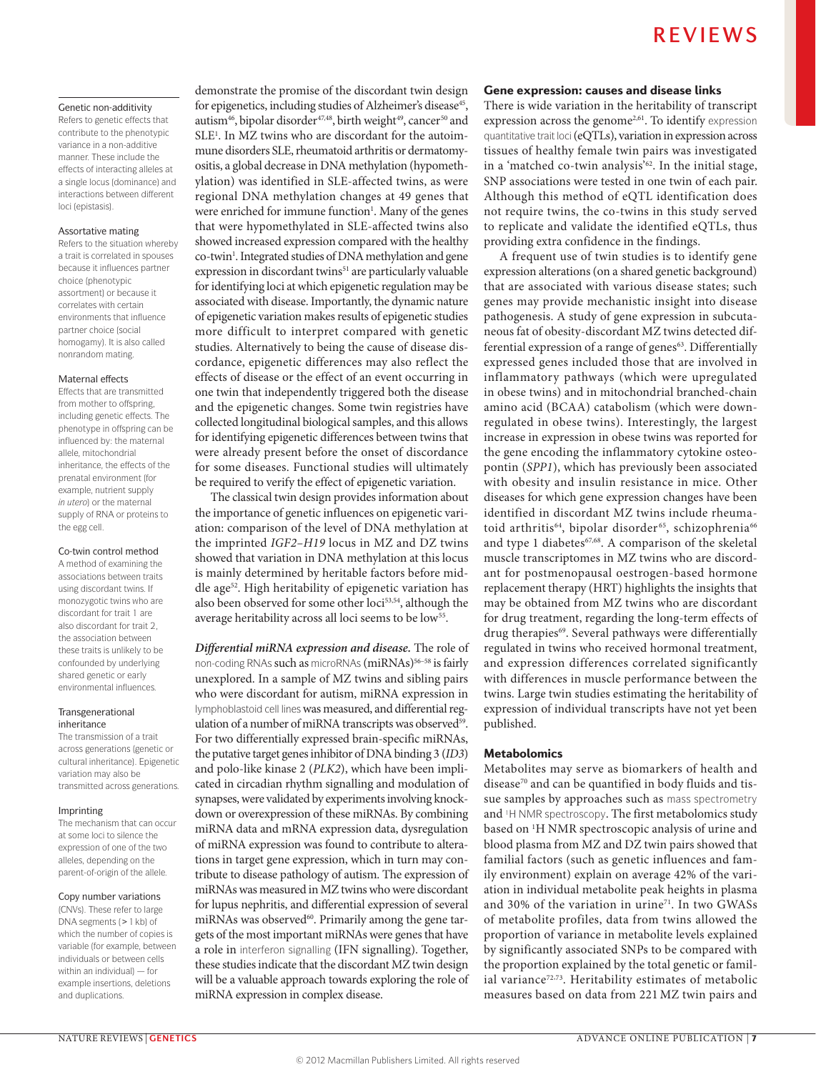**Genetic non-additivity**
Refers to genetic effects that contribute to the phenotypic variance in a non-additive manner. These include the effects of interacting alleles at a single locus (dominance) and interactions between different loci (epistasis).

**Assortative mating**
Refers to the situation whereby a trait is correlated in spouses because it influences partner choice (phenotypic assortment) or because it correlates with certain environments that influence partner choice (social homogamy). It is also called nonrandom mating.

**Maternal effects**
Effects that are transmitted from mother to offspring, including genetic effects. The phenotype in offspring can be influenced by: the maternal allele, mitochondrial inheritance, the effects of the prenatal environment (for example, nutrient supply *in utero*) or the maternal supply of RNA or proteins to the egg cell.

**Co-twin control method**
A method of examining the associations between traits using discordant twins. If monozygotic twins who are discordant for trait 1 are also discordant for trait 2, the association between these traits is unlikely to be confounded by underlying shared genetic or early environmental influences.

**Transgenerational inheritance**
The transmission of a trait across generations (genetic or cultural inheritance). Epigenetic variation may also be transmitted across generations.

**Imprinting**
The mechanism that can occur at some loci to silence the expression of one of the two alleles, depending on the parent-of-origin of the allele.

**Copy number variations**
(CNVs). These refer to large DNA segments (> 1 kb) of which the number of copies is variable (for example, between individuals or between cells within an individual) — for example insertions, deletions and duplications.

demonstrate the promise of the discordant twin design for epigenetics, including studies of Alzheimer's disease[45], autism[46], bipolar disorder[47,48], birth weight[49], cancer[50] and SLE[1]. In MZ twins who are discordant for the autoimmune disorders SLE, rheumatoid arthritis or dermatomyositis, a global decrease in DNA methylation (hypomethylation) was identified in SLE-affected twins, as were regional DNA methylation changes at 49 genes that were enriched for immune function[1]. Many of the genes that were hypomethylated in SLE-affected twins also showed increased expression compared with the healthy co-twin[1]. Integrated studies of DNA methylation and gene expression in discordant twins[51] are particularly valuable for identifying loci at which epigenetic regulation may be associated with disease. Importantly, the dynamic nature of epigenetic variation makes results of epigenetic studies more difficult to interpret compared with genetic studies. Alternatively to being the cause of disease discordance, epigenetic differences may also reflect the effects of disease or the effect of an event occurring in one twin that independently triggered both the disease and the epigenetic changes. Some twin registries have collected longitudinal biological samples, and this allows for identifying epigenetic differences between twins that were already present before the onset of discordance for some diseases. Functional studies will ultimately be required to verify the effect of epigenetic variation.

The classical twin design provides information about the importance of genetic influences on epigenetic variation: comparison of the level of DNA methylation at the imprinted *IGF2–H19* locus in MZ and DZ twins showed that variation in DNA methylation at this locus is mainly determined by heritable factors before middle age[52]. High heritability of epigenetic variation has also been observed for some other loci[53,54], although the average heritability across all loci seems to be low[55].

***Differential miRNA expression and disease.*** The role of non-coding RNAs such as microRNAs (miRNAs)[56–58] is fairly unexplored. In a sample of MZ twins and sibling pairs who were discordant for autism, miRNA expression in lymphoblastoid cell lines was measured, and differential regulation of a number of miRNA transcripts was observed[59]. For two differentially expressed brain-specific miRNAs, the putative target genes inhibitor of DNA binding 3 (*ID3*) and polo-like kinase 2 (*PLK2*), which have been implicated in circadian rhythm signalling and modulation of synapses, were validated by experiments involving knockdown or overexpression of these miRNAs. By combining miRNA data and mRNA expression data, dysregulation of miRNA expression was found to contribute to alterations in target gene expression, which in turn may contribute to disease pathology of autism. The expression of miRNAs was measured in MZ twins who were discordant for lupus nephritis, and differential expression of several miRNAs was observed[60]. Primarily among the gene targets of the most important miRNAs were genes that have a role in interferon signalling (IFN signalling). Together, these studies indicate that the discordant MZ twin design will be a valuable approach towards exploring the role of miRNA expression in complex disease.

## Gene expression: causes and disease links

There is wide variation in the heritability of transcript expression across the genome[2,61]. To identify expression quantitative trait loci (eQTLs), variation in expression across tissues of healthy female twin pairs was investigated in a 'matched co-twin analysis'[62]. In the initial stage, SNP associations were tested in one twin of each pair. Although this method of eQTL identification does not require twins, the co-twins in this study served to replicate and validate the identified eQTLs, thus providing extra confidence in the findings.

A frequent use of twin studies is to identify gene expression alterations (on a shared genetic background) that are associated with various disease states; such genes may provide mechanistic insight into disease pathogenesis. A study of gene expression in subcutaneous fat of obesity-discordant MZ twins detected differential expression of a range of genes[63]. Differentially expressed genes included those that are involved in inflammatory pathways (which were upregulated in obese twins) and in mitochondrial branched-chain amino acid (BCAA) catabolism (which were downregulated in obese twins). Interestingly, the largest increase in expression in obese twins was reported for the gene encoding the inflammatory cytokine osteopontin (*SPP1*), which has previously been associated with obesity and insulin resistance in mice. Other diseases for which gene expression changes have been identified in discordant MZ twins include rheumatoid arthritis[64], bipolar disorder[65], schizophrenia[66] and type 1 diabetes[67,68]. A comparison of the skeletal muscle transcriptomes in MZ twins who are discordant for postmenopausal oestrogen-based hormone replacement therapy (HRT) highlights the insights that may be obtained from MZ twins who are discordant for drug treatment, regarding the long-term effects of drug therapies[69]. Several pathways were differentially regulated in twins who received hormonal treatment, and expression differences correlated significantly with differences in muscle performance between the twins. Large twin studies estimating the heritability of expression of individual transcripts have not yet been published.

## Metabolomics

Metabolites may serve as biomarkers of health and disease[70] and can be quantified in body fluids and tissue samples by approaches such as mass spectrometry and $^{1}$H NMR spectroscopy. The first metabolomics study based on $^{1}$H NMR spectroscopic analysis of urine and blood plasma from MZ and DZ twin pairs showed that familial factors (such as genetic influences and family environment) explain on average 42% of the variation in individual metabolite peak heights in plasma and 30% of the variation in urine[71]. In two GWASs of metabolite profiles, data from twins allowed the proportion of variance in metabolite levels explained by significantly associated SNPs to be compared with the proportion explained by the total genetic or familial variance[72,73]. Heritability estimates of metabolic measures based on data from 221 MZ twin pairs and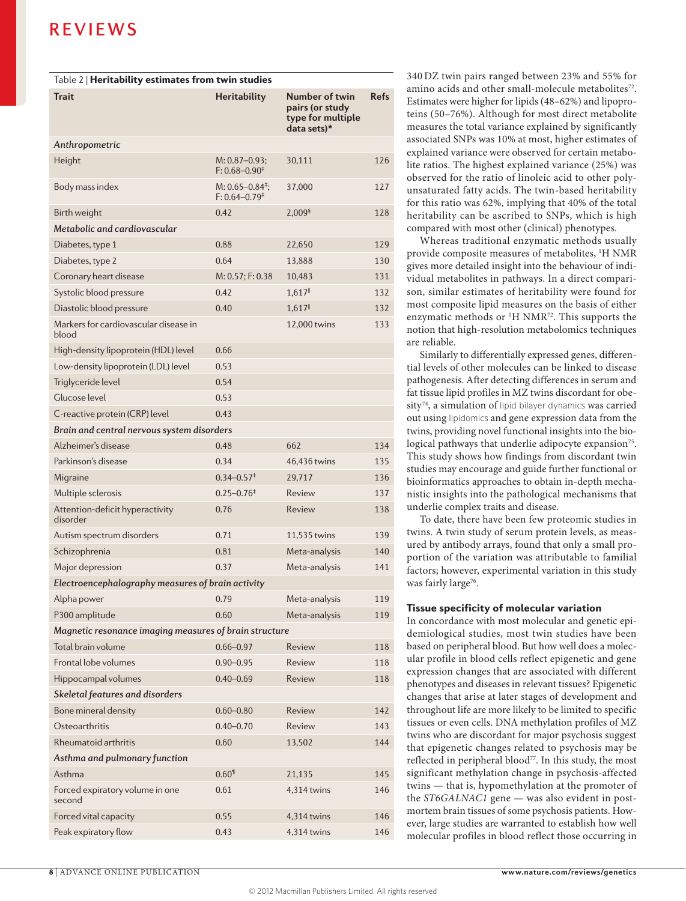Table 2 | **Heritability estimates from twin studies**

| Trait | Heritability | Number of twin pairs (or study type for multiple data sets)* | Refs |
|---|---|---|---|
| ***Anthropometric*** | | | |
| Height | M: 0.87–0.93; F: 0.68–0.90‡ | 30,111 | 126 |
| Body mass index | M: 0.65–0.84‡; F: 0.64–0.79‡ | 37,000 | 127 |
| Birth weight | 0.42 | 2,009§ | 128 |
| ***Metabolic and cardiovascular*** | | | |
| Diabetes, type 1 | 0.88 | 22,650 | 129 |
| Diabetes, type 2 | 0.64 | 13,888 | 130 |
| Coronary heart disease | M: 0.57; F: 0.38 | 10,483 | 131 |
| Systolic blood pressure | 0.42 | 1,617‖ | 132 |
| Diastolic blood pressure | 0.40 | 1,617‖ | 132 |
| Markers for cardiovascular disease in blood | | 12,000 twins | 133 |
| High-density lipoprotein (HDL) level | 0.66 | | |
| Low-density lipoprotein (LDL) level | 0.53 | | |
| Triglyceride level | 0.54 | | |
| Glucose level | 0.53 | | |
| C-reactive protein (CRP) level | 0.43 | | |
| ***Brain and central nervous system disorders*** | | | |
| Alzheimer's disease | 0.48 | 662 | 134 |
| Parkinson's disease | 0.34 | 46,436 twins | 135 |
| Migraine | 0.34–0.57‡ | 29,717 | 136 |
| Multiple sclerosis | 0.25–0.76‡ | Review | 137 |
| Attention-deficit hyperactivity disorder | 0.76 | Review | 138 |
| Autism spectrum disorders | 0.71 | 11,535 twins | 139 |
| Schizophrenia | 0.81 | Meta-analysis | 140 |
| Major depression | 0.37 | Meta-analysis | 141 |
| ***Electroencephalography measures of brain activity*** | | | |
| Alpha power | 0.79 | Meta-analysis | 119 |
| P300 amplitude | 0.60 | Meta-analysis | 119 |
| ***Magnetic resonance imaging measures of brain structure*** | | | |
| Total brain volume | 0.66–0.97 | Review | 118 |
| Frontal lobe volumes | 0.90–0.95 | Review | 118 |
| Hippocampal volumes | 0.40–0.69 | Review | 118 |
| ***Skeletal features and disorders*** | | | |
| Bone mineral density | 0.60–0.80 | Review | 142 |
| Osteoarthritis | 0.40–0.70 | Review | 143 |
| Rheumatoid arthritis | 0.60 | 13,502 | 144 |
| ***Asthma and pulmonary function*** | | | |
| Asthma | 0.60¶ | 21,135 | 145 |
| Forced expiratory volume in one second | 0.61 | 4,314 twins | 146 |
| Forced vital capacity | 0.55 | 4,314 twins | 146 |
| Peak expiratory flow | 0.43 | 4,314 twins | 146 |

340 DZ twin pairs ranged between 23% and 55% for amino acids and other small-molecule metabolites[72]. Estimates were higher for lipids (48–62%) and lipoproteins (50–76%). Although for most direct metabolite measures the total variance explained by significantly associated SNPs was 10% at most, higher estimates of explained variance were observed for certain metabolite ratios. The highest explained variance (25%) was observed for the ratio of linoleic acid to other polyunsaturated fatty acids. The twin-based heritability for this ratio was 62%, implying that 40% of the total heritability can be ascribed to SNPs, which is high compared with most other (clinical) phenotypes.

Whereas traditional enzymatic methods usually provide composite measures of metabolites, $^{1}$H NMR gives more detailed insight into the behaviour of individual metabolites in pathways. In a direct comparison, similar estimates of heritability were found for most composite lipid measures on the basis of either enzymatic methods or $^{1}$H NMR[72]. This supports the notion that high-resolution metabolomics techniques are reliable.

Similarly to differentially expressed genes, differential levels of other molecules can be linked to disease pathogenesis. After detecting differences in serum and fat tissue lipid profiles in MZ twins discordant for obesity[74], a simulation of lipid bilayer dynamics was carried out using lipidomics and gene expression data from the twins, providing novel functional insights into the biological pathways that underlie adipocyte expansion[75]. This study shows how findings from discordant twin studies may encourage and guide further functional or bioinformatics approaches to obtain in-depth mechanistic insights into the pathological mechanisms that underlie complex traits and disease.

To date, there have been few proteomic studies in twins. A twin study of serum protein levels, as measured by antibody arrays, found that only a small proportion of the variation was attributable to familial factors; however, experimental variation in this study was fairly large[76].

### Tissue specificity of molecular variation

In concordance with most molecular and genetic epidemiological studies, most twin studies have been based on peripheral blood. But how well does a molecular profile in blood cells reflect epigenetic and gene expression changes that are associated with different phenotypes and diseases in relevant tissues? Epigenetic changes that arise at later stages of development and throughout life are more likely to be limited to specific tissues or even cells. DNA methylation profiles of MZ twins who are discordant for major psychosis suggest that epigenetic changes related to psychosis may be reflected in peripheral blood[77]. In this study, the most significant methylation change in psychosis-affected twins — that is, hypomethylation at the promoter of the *ST6GALNAC1* gene — was also evident in postmortem brain tissues of some psychosis patients. However, large studies are warranted to establish how well molecular profiles in blood reflect those occurring in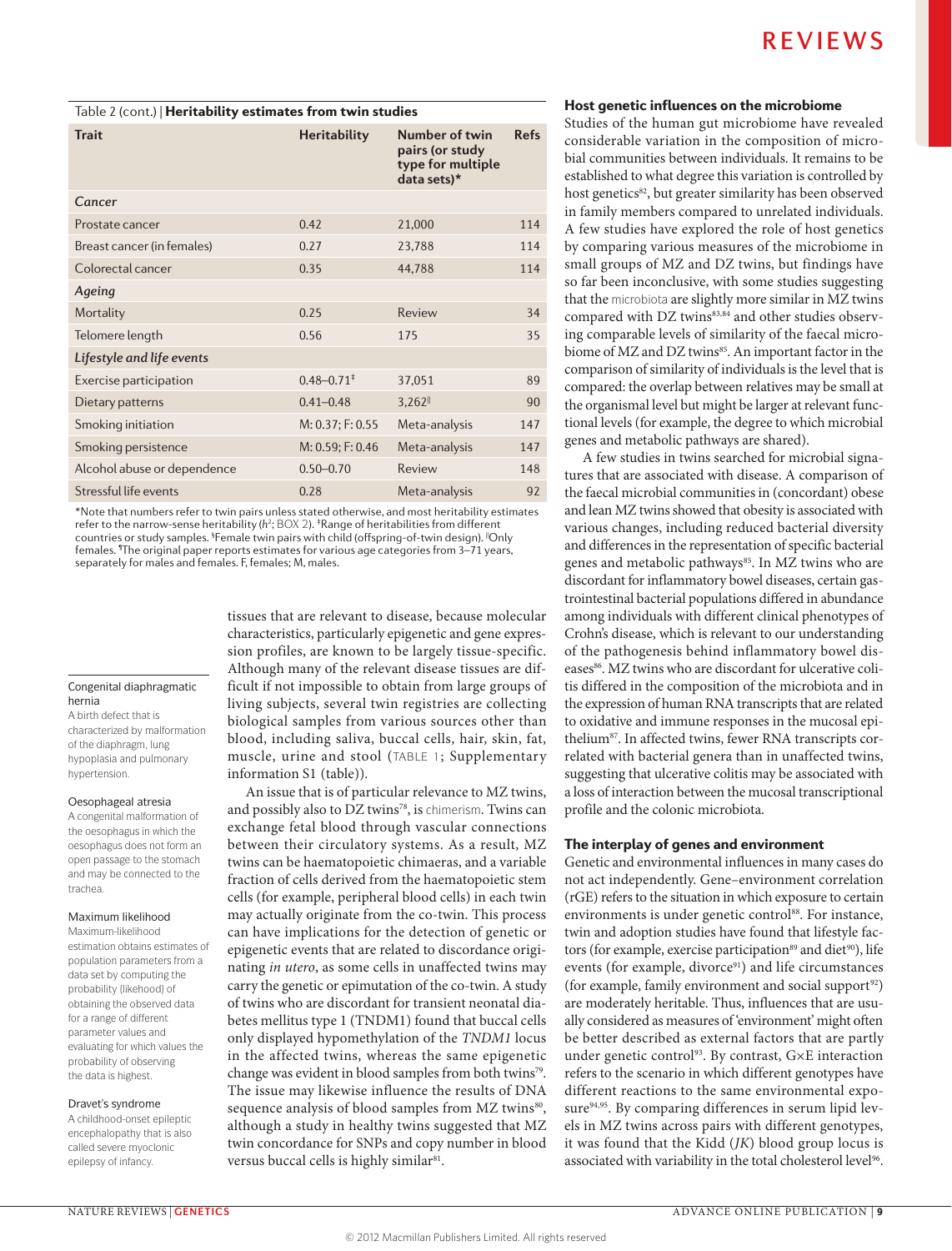Table 2 (cont.) | **Heritability estimates from twin studies**

| Trait | Heritability | Number of twin pairs (or study type for multiple data sets)* | Refs |
|---|---|---|---|
| ***Cancer*** | | | |
| Prostate cancer | 0.42 | 21,000 | 114 |
| Breast cancer (in females) | 0.27 | 23,788 | 114 |
| Colorectal cancer | 0.35 | 44,788 | 114 |
| ***Ageing*** | | | |
| Mortality | 0.25 | Review | 34 |
| Telomere length | 0.56 | 175 | 35 |
| ***Lifestyle and life events*** | | | |
| Exercise participation | 0.48–0.71‡ | 37,051 | 89 |
| Dietary patterns | 0.41–0.48 | 3,262‖ | 90 |
| Smoking initiation | M: 0.37; F: 0.55 | Meta-analysis | 147 |
| Smoking persistence | M: 0.59; F: 0.46 | Meta-analysis | 147 |
| Alcohol abuse or dependence | 0.50–0.70 | Review | 148 |
| Stressful life events | 0.28 | Meta-analysis | 92 |

*Note that numbers refer to twin pairs unless stated otherwise, and most heritability estimates refer to the narrow-sense heritability ($h^2$; BOX 2). ‡Range of heritabilities from different countries or study samples. §Female twin pairs with child (offspring-of-twin design). ‖Only females. ¶The original paper reports estimates for various age categories from 3–71 years, separately for males and females. F, females; M, males.

tissues that are relevant to disease, because molecular characteristics, particularly epigenetic and gene expression profiles, are known to be largely tissue-specific. Although many of the relevant disease tissues are difficult if not impossible to obtain from large groups of living subjects, several twin registries are collecting biological samples from various sources other than blood, including saliva, buccal cells, hair, skin, fat, muscle, urine and stool (TABLE 1; Supplementary information S1 (table)).

An issue that is of particular relevance to MZ twins, and possibly also to DZ twins[78], is chimerism. Twins can exchange fetal blood through vascular connections between their circulatory systems. As a result, MZ twins can be haematopoietic chimaeras, and a variable fraction of cells derived from the haematopoietic stem cells (for example, peripheral blood cells) in each twin may actually originate from the co-twin. This process can have implications for the detection of genetic or epigenetic events that are related to discordance originating *in utero*, as some cells in unaffected twins may carry the genetic or epimutation of the co-twin. A study of twins who are discordant for transient neonatal diabetes mellitus type 1 (TNDM1) found that buccal cells only displayed hypomethylation of the *TNDM1* locus in the affected twins, whereas the same epigenetic change was evident in blood samples from both twins[79]. The issue may likewise influence the results of DNA sequence analysis of blood samples from MZ twins[80], although a study in healthy twins suggested that MZ twin concordance for SNPs and copy number in blood versus buccal cells is highly similar[81].

**Congenital diaphragmatic hernia**
A birth defect that is characterized by malformation of the diaphragm, lung hypoplasia and pulmonary hypertension.

**Oesophageal atresia**
A congenital malformation of the oesophagus in which the oesophagus does not form an open passage to the stomach and may be connected to the trachea.

**Maximum likelihood**
Maximum-likelihood estimation obtains estimates of population parameters from a data set by computing the probability (likehood) of obtaining the observed data for a range of different parameter values and evaluating for which values the probability of observing the data is highest.

**Dravet's syndrome**
A childhood-onset epileptic encephalopathy that is also called severe myoclonic epilepsy of infancy.

### Host genetic influences on the microbiome

Studies of the human gut microbiome have revealed considerable variation in the composition of microbial communities between individuals. It remains to be established to what degree this variation is controlled by host genetics[82], but greater similarity has been observed in family members compared to unrelated individuals. A few studies have explored the role of host genetics by comparing various measures of the microbiome in small groups of MZ and DZ twins, but findings have so far been inconclusive, with some studies suggesting that the microbiota are slightly more similar in MZ twins compared with DZ twins[83,84] and other studies observing comparable levels of similarity of the faecal microbiome of MZ and DZ twins[85]. An important factor in the comparison of similarity of individuals is the level that is compared: the overlap between relatives may be small at the organismal level but might be larger at relevant functional levels (for example, the degree to which microbial genes and metabolic pathways are shared).

A few studies in twins searched for microbial signatures that are associated with disease. A comparison of the faecal microbial communities in (concordant) obese and lean MZ twins showed that obesity is associated with various changes, including reduced bacterial diversity and differences in the representation of specific bacterial genes and metabolic pathways[85]. In MZ twins who are discordant for inflammatory bowel diseases, certain gastrointestinal bacterial populations differed in abundance among individuals with different clinical phenotypes of Crohn's disease, which is relevant to our understanding of the pathogenesis behind inflammatory bowel diseases[86]. MZ twins who are discordant for ulcerative colitis differed in the composition of the microbiota and in the expression of human RNA transcripts that are related to oxidative and immune responses in the mucosal epithelium[87]. In affected twins, fewer RNA transcripts correlated with bacterial genera than in unaffected twins, suggesting that ulcerative colitis may be associated with a loss of interaction between the mucosal transcriptional profile and the colonic microbiota.

### The interplay of genes and environment

Genetic and environmental influences in many cases do not act independently. Gene–environment correlation (rGE) refers to the situation in which exposure to certain environments is under genetic control[88]. For instance, twin and adoption studies have found that lifestyle factors (for example, exercise participation[89] and diet[90]), life events (for example, divorce[91]) and life circumstances (for example, family environment and social support[92]) are moderately heritable. Thus, influences that are usually considered as measures of 'environment' might often be better described as external factors that are partly under genetic control[93]. By contrast, G×E interaction refers to the scenario in which different genotypes have different reactions to the same environmental exposure[94,95]. By comparing differences in serum lipid levels in MZ twins across pairs with different genotypes, it was found that the Kidd (*JK*) blood group locus is associated with variability in the total cholesterol level[96].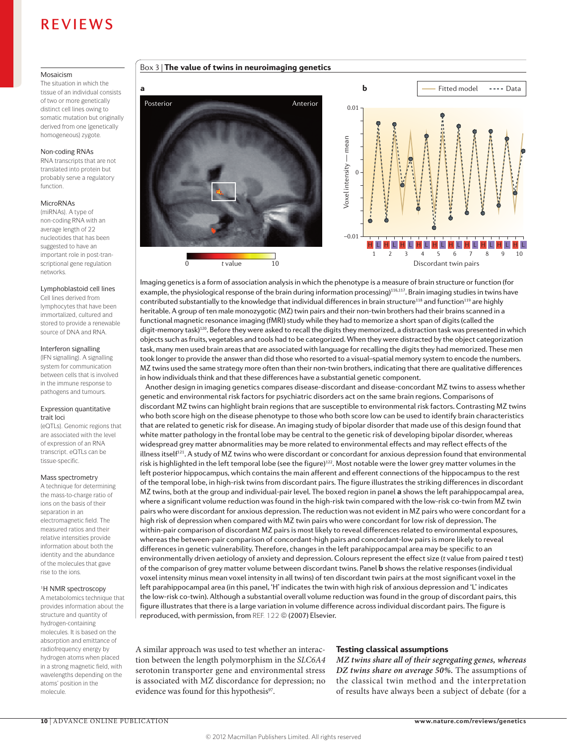**Mosaicism**
The situation in which the tissue of an individual consists of two or more genetically distinct cell lines owing to somatic mutation but originally derived from one (genetically homogeneous) zygote.

**Non-coding RNAs**
RNA transcripts that are not translated into protein but probably serve a regulatory function.

**MicroRNAs**
(miRNAs). A type of non-coding RNA with an average length of 22 nucleotides that has been suggested to have an important role in post-transcriptional gene regulation networks.

**Lymphoblastoid cell lines**
Cell lines derived from lymphocytes that have been immortalized, cultured and stored to provide a renewable source of DNA and RNA.

**Interferon signalling**
(IFN signalling). A signalling system for communication between cells that is involved in the immune response to pathogens and tumours.

**Expression quantitative trait loci**
(eQTLs). Genomic regions that are associated with the level of expression of an RNA transcript. eQTLs can be tissue-specific.

**Mass spectrometry**
A technique for determining the mass-to-charge ratio of ions on the basis of their separation in an electromagnetic field. The measured ratios and their relative intensities provide information about both the identity and the abundance of the molecules that gave rise to the ions.

**$^1$H NMR spectroscopy**
A metabolomics technique that provides information about the structure and quantity of hydrogen-containing molecules. It is based on the absorption and emittance of radiofrequency energy by hydrogen atoms when placed in a strong magnetic field, with wavelengths depending on the atoms' position in the molecule.

## Box 3 | The value of twins in neuroimaging genetics

a

Posterior

Anterior

0

t value

10

b

Fitted model

Data

0.01

0

−0.01

Voxel intensity — mean

H L H L H L H L H L H L H L H L H L H L

1 2 3 4 5 6 7 8 9 10

Discordant twin pairs

Imaging genetics is a form of association analysis in which the phenotype is a measure of brain structure or function (for example, the physiological response of the brain during information processing)[116,117]. Brain imaging studies in twins have contributed substantially to the knowledge that individual differences in brain structure[118] and function[119] are highly heritable. A group of ten male monozygotic (MZ) twin pairs and their non-twin brothers had their brains scanned in a functional magnetic resonance imaging (fMRI) study while they had to memorize a short span of digits (called the digit-memory task)[120]. Before they were asked to recall the digits they memorized, a distraction task was presented in which objects such as fruits, vegetables and tools had to be categorized. When they were distracted by the object categorization task, many men used brain areas that are associated with language for recalling the digits they had memorized. These men took longer to provide the answer than did those who resorted to a visual–spatial memory system to encode the numbers. MZ twins used the same strategy more often than their non-twin brothers, indicating that there are qualitative differences in how individuals think and that these differences have a substantial genetic component.

Another design in imaging genetics compares disease-discordant and disease-concordant MZ twins to assess whether genetic and environmental risk factors for psychiatric disorders act on the same brain regions. Comparisons of discordant MZ twins can highlight brain regions that are susceptible to environmental risk factors. Contrasting MZ twins who both score high on the disease phenotype to those who both score low can be used to identify brain characteristics that are related to genetic risk for disease. An imaging study of bipolar disorder that made use of this design found that white matter pathology in the frontal lobe may be central to the genetic risk of developing bipolar disorder, whereas widespread grey matter abnormalities may be more related to environmental effects and may reflect effects of the illness itself[121]. A study of MZ twins who were discordant or concordant for anxious depression found that environmental risk is highlighted in the left temporal lobe (see the figure)[122]. Most notable were the lower grey matter volumes in the left posterior hippocampus, which contains the main afferent and efferent connections of the hippocampus to the rest of the temporal lobe, in high-risk twins from discordant pairs. The figure illustrates the striking differences in discordant MZ twins, both at the group and individual-pair level. The boxed region in panel **a** shows the left parahippocampal area, where a significant volume reduction was found in the high-risk twin compared with the low-risk co-twin from MZ twin pairs who were discordant for anxious depression. The reduction was not evident in MZ pairs who were concordant for a high risk of depression when compared with MZ twin pairs who were concordant for low risk of depression. The within-pair comparison of discordant MZ pairs is most likely to reveal differences related to environmental exposures, whereas the between-pair comparison of concordant-high pairs and concordant-low pairs is more likely to reveal differences in genetic vulnerability. Therefore, changes in the left parahippocampal area may be specific to an environmentally driven aetiology of anxiety and depression. Colours represent the effect size ($t$ value from paired $t$ test) of the comparison of grey matter volume between discordant twins. Panel **b** shows the relative responses (individual voxel intensity minus mean voxel intensity in all twins) of ten discordant twin pairs at the most significant voxel in the left parahippocampal area (in this panel, 'H' indicates the twin with high risk of anxious depression and 'L' indicates the low-risk co-twin). Although a substantial overall volume reduction was found in the group of discordant pairs, this figure illustrates that there is a large variation in volume difference across individual discordant pairs. The figure is reproduced, with permission, from REF. 122 © (2007) Elsevier.

A similar approach was used to test whether an interaction between the length polymorphism in the *SLC6A4* serotonin transporter gene and environmental stress is associated with MZ discordance for depression; no evidence was found for this hypothesis[97].

### Testing classical assumptions

*MZ twins share all of their segregating genes, whereas DZ twins share on average 50%.* The assumptions of the classical twin method and the interpretation of results have always been a subject of debate (for a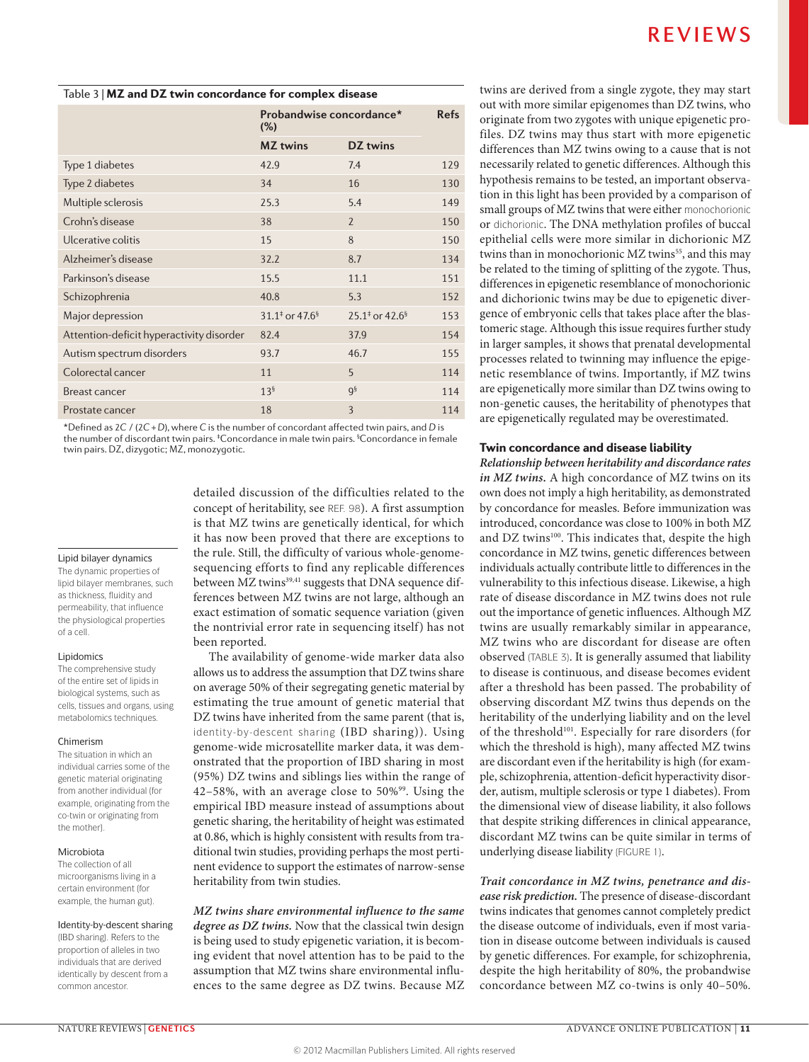Table 3 | **MZ and DZ twin concordance for complex disease**

| | Probandwise concordance* (%) | | Refs |
|---|---|---|---|
| | MZ twins | DZ twins | |
| Type 1 diabetes | 42.9 | 7.4 | 129 |
| Type 2 diabetes | 34 | 16 | 130 |
| Multiple sclerosis | 25.3 | 5.4 | 149 |
| Crohn's disease | 38 | 2 | 150 |
| Ulcerative colitis | 15 | 8 | 150 |
| Alzheimer's disease | 32.2 | 8.7 | 134 |
| Parkinson's disease | 15.5 | 11.1 | 151 |
| Schizophrenia | 40.8 | 5.3 | 152 |
| Major depression | 31.1‡ or 47.6§ | 25.1‡ or 42.6§ | 153 |
| Attention-deficit hyperactivity disorder | 82.4 | 37.9 | 154 |
| Autism spectrum disorders | 93.7 | 46.7 | 155 |
| Colorectal cancer | 11 | 5 | 114 |
| Breast cancer | 13§ | 9§ | 114 |
| Prostate cancer | 18 | 3 | 114 |

*Defined as $2C / (2C + D)$, where $C$ is the number of concordant affected twin pairs, and $D$ is the number of discordant twin pairs. ‡Concordance in male twin pairs. §Concordance in female twin pairs. DZ, dizygotic; MZ, monozygotic.

detailed discussion of the difficulties related to the concept of heritability, see REF. 98). A first assumption is that MZ twins are genetically identical, for which it has now been proved that there are exceptions to the rule. Still, the difficulty of various whole-genome-sequencing efforts to find any replicable differences between MZ twins[39,41] suggests that DNA sequence differences between MZ twins are not large, although an exact estimation of somatic sequence variation (given the nontrivial error rate in sequencing itself) has not been reported.

The availability of genome-wide marker data also allows us to address the assumption that DZ twins share on average 50% of their segregating genetic material by estimating the true amount of genetic material that DZ twins have inherited from the same parent (that is, identity-by-descent sharing (IBD sharing)). Using genome-wide microsatellite marker data, it was demonstrated that the proportion of IBD sharing in most (95%) DZ twins and siblings lies within the range of 42–58%, with an average close to 50%[99]. Using the empirical IBD measure instead of assumptions about genetic sharing, the heritability of height was estimated at 0.86, which is highly consistent with results from traditional twin studies, providing perhaps the most pertinent evidence to support the estimates of narrow-sense heritability from twin studies.

*MZ twins share environmental influence to the same degree as DZ twins.* Now that the classical twin design is being used to study epigenetic variation, it is becoming evident that novel attention has to be paid to the assumption that MZ twins share environmental influences to the same degree as DZ twins. Because MZ twins are derived from a single zygote, they may start out with more similar epigenomes than DZ twins, who originate from two zygotes with unique epigenetic profiles. DZ twins may thus start with more epigenetic differences than MZ twins owing to a cause that is not necessarily related to genetic differences. Although this hypothesis remains to be tested, an important observation in this light has been provided by a comparison of small groups of MZ twins that were either monochorionic or dichorionic. The DNA methylation profiles of buccal epithelial cells were more similar in dichorionic MZ twins than in monochorionic MZ twins[55], and this may be related to the timing of splitting of the zygote. Thus, differences in epigenetic resemblance of monochorionic and dichorionic twins may be due to epigenetic divergence of embryonic cells that takes place after the blastomeric stage. Although this issue requires further study in larger samples, it shows that prenatal developmental processes related to twinning may influence the epigenetic resemblance of twins. Importantly, if MZ twins are epigenetically more similar than DZ twins owing to non-genetic causes, the heritability of phenotypes that are epigenetically regulated may be overestimated.

## Twin concordance and disease liability

*Relationship between heritability and discordance rates in MZ twins.* A high concordance of MZ twins on its own does not imply a high heritability, as demonstrated by concordance for measles. Before immunization was introduced, concordance was close to 100% in both MZ and DZ twins[100]. This indicates that, despite the high concordance in MZ twins, genetic differences between individuals actually contribute little to differences in the vulnerability to this infectious disease. Likewise, a high rate of disease discordance in MZ twins does not rule out the importance of genetic influences. Although MZ twins are usually remarkably similar in appearance, MZ twins who are discordant for disease are often observed (TABLE 3). It is generally assumed that liability to disease is continuous, and disease becomes evident after a threshold has been passed. The probability of observing discordant MZ twins thus depends on the heritability of the underlying liability and on the level of the threshold[101]. Especially for rare disorders (for which the threshold is high), many affected MZ twins are discordant even if the heritability is high (for example, schizophrenia, attention-deficit hyperactivity disorder, autism, multiple sclerosis or type 1 diabetes). From the dimensional view of disease liability, it also follows that despite striking differences in clinical appearance, discordant MZ twins can be quite similar in terms of underlying disease liability (FIGURE 1).

*Trait concordance in MZ twins, penetrance and disease risk prediction.* The presence of disease-discordant twins indicates that genomes cannot completely predict the disease outcome of individuals, even if most variation in disease outcome between individuals is caused by genetic differences. For example, for schizophrenia, despite the high heritability of 80%, the probandwise concordance between MZ co-twins is only 40–50%.

**Lipid bilayer dynamics**
The dynamic properties of lipid bilayer membranes, such as thickness, fluidity and permeability, that influence the physiological properties of a cell.

**Lipidomics**
The comprehensive study of the entire set of lipids in biological systems, such as cells, tissues and organs, using metabolomics techniques.

**Chimerism**
The situation in which an individual carries some of the genetic material originating from another individual (for example, originating from the co-twin or originating from the mother).

**Microbiota**
The collection of all microorganisms living in a certain environment (for example, the human gut).

**Identity-by-descent sharing**
(IBD sharing). Refers to the proportion of alleles in two individuals that are derived identically by descent from a common ancestor.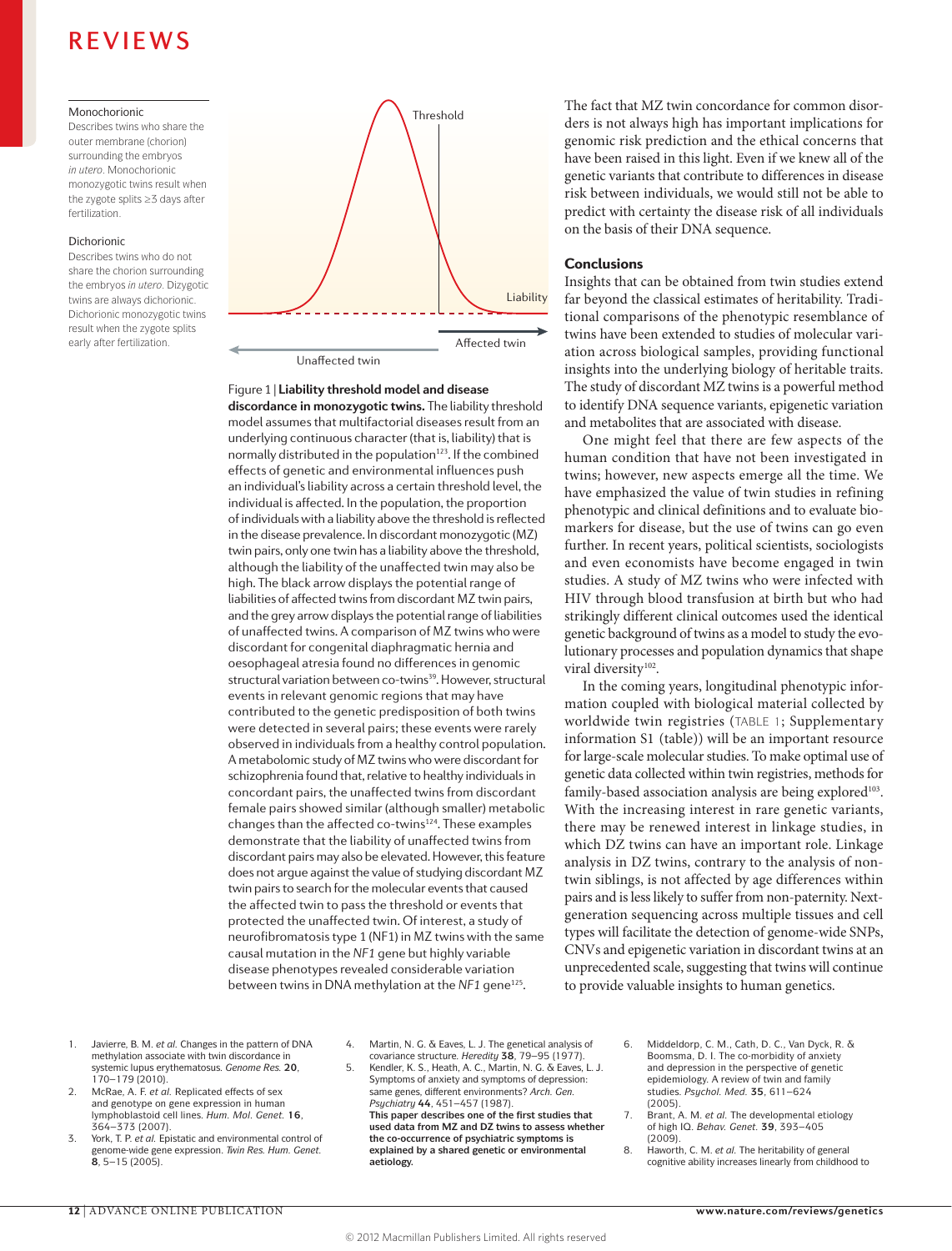Monochorionic

Describes twins who share the outer membrane (chorion) surrounding the embryos *in utero*. Monochorionic monozygotic twins result when the zygote splits ≥3 days after fertilization.

Dichorionic

Describes twins who do not share the chorion surrounding the embryos *in utero*. Dizygotic twins are always dichorionic. Dichorionic monozygotic twins result when the zygote splits early after fertilization.

Threshold

Liability

Affected twin

Unaffected twin

Figure 1 | **Liability threshold model and disease discordance in monozygotic twins.** The liability threshold model assumes that multifactorial diseases result from an underlying continuous character (that is, liability) that is normally distributed in the population[123]. If the combined effects of genetic and environmental influences push an individual's liability across a certain threshold level, the individual is affected. In the population, the proportion of individuals with a liability above the threshold is reflected in the disease prevalence. In discordant monozygotic (MZ) twin pairs, only one twin has a liability above the threshold, although the liability of the unaffected twin may also be high. The black arrow displays the potential range of liabilities of affected twins from discordant MZ twin pairs, and the grey arrow displays the potential range of liabilities of unaffected twins. A comparison of MZ twins who were discordant for congenital diaphragmatic hernia and oesophageal atresia found no differences in genomic structural variation between co-twins[39]. However, structural events in relevant genomic regions that may have contributed to the genetic predisposition of both twins were detected in several pairs; these events were rarely observed in individuals from a healthy control population. A metabolomic study of MZ twins who were discordant for schizophrenia found that, relative to healthy individuals in concordant pairs, the unaffected twins from discordant female pairs showed similar (although smaller) metabolic changes than the affected co-twins[124]. These examples demonstrate that the liability of unaffected twins from discordant pairs may also be elevated. However, this feature does not argue against the value of studying discordant MZ twin pairs to search for the molecular events that caused the affected twin to pass the threshold or events that protected the unaffected twin. Of interest, a study of neurofibromatosis type 1 (NF1) in MZ twins with the same causal mutation in the *NF1* gene but highly variable disease phenotypes revealed considerable variation between twins in DNA methylation at the *NF1* gene[125].

The fact that MZ twin concordance for common disorders is not always high has important implications for genomic risk prediction and the ethical concerns that have been raised in this light. Even if we knew all of the genetic variants that contribute to differences in disease risk between individuals, we would still not be able to predict with certainty the disease risk of all individuals on the basis of their DNA sequence.

## Conclusions

Insights that can be obtained from twin studies extend far beyond the classical estimates of heritability. Traditional comparisons of the phenotypic resemblance of twins have been extended to studies of molecular variation across biological samples, providing functional insights into the underlying biology of heritable traits. The study of discordant MZ twins is a powerful method to identify DNA sequence variants, epigenetic variation and metabolites that are associated with disease.

One might feel that there are few aspects of the human condition that have not been investigated in twins; however, new aspects emerge all the time. We have emphasized the value of twin studies in refining phenotypic and clinical definitions and to evaluate biomarkers for disease, but the use of twins can go even further. In recent years, political scientists, sociologists and even economists have been engaged in twin studies. A study of MZ twins who were infected with HIV through blood transfusion at birth but who had strikingly different clinical outcomes used the identical genetic background of twins as a model to study the evolutionary processes and population dynamics that shape viral diversity[102].

In the coming years, longitudinal phenotypic information coupled with biological material collected by worldwide twin registries (TABLE 1; Supplementary information S1 (table)) will be an important resource for large-scale molecular studies. To make optimal use of genetic data collected within twin registries, methods for family-based association analysis are being explored[103]. With the increasing interest in rare genetic variants, there may be renewed interest in linkage studies, in which DZ twins can have an important role. Linkage analysis in DZ twins, contrary to the analysis of non-twin siblings, is not affected by age differences within pairs and is less likely to suffer from non-paternity. Next-generation sequencing across multiple tissues and cell types will facilitate the detection of genome-wide SNPs, CNVs and epigenetic variation in discordant twins at an unprecedented scale, suggesting that twins will continue to provide valuable insights to human genetics.

1. Javierre, B. M. *et al.* Changes in the pattern of DNA methylation associate with twin discordance in systemic lupus erythematosus. *Genome Res.* **20**, 170–179 (2010).
2. McRae, A. F. *et al.* Replicated effects of sex and genotype on gene expression in human lymphoblastoid cell lines. *Hum. Mol. Genet.* **16**, 364–373 (2007).
3. York, T. P. *et al.* Epistatic and environmental control of genome-wide gene expression. *Twin Res. Hum. Genet.* **8**, 5–15 (2005).
4. Martin, N. G. & Eaves, L. J. The genetical analysis of covariance structure. *Heredity* **38**, 79–95 (1977).
5. Kendler, K. S., Heath, A. C., Martin, N. G. & Eaves, L. J. Symptoms of anxiety and symptoms of depression: same genes, different environments? *Arch. Gen. Psychiatry* **44**, 451–457 (1987).
   **This paper describes one of the first studies that used data from MZ and DZ twins to assess whether the co-occurrence of psychiatric symptoms is explained by a shared genetic or environmental aetiology.**
6. Middeldorp, C. M., Cath, D. C., Van Dyck, R. & Boomsma, D. I. The co-morbidity of anxiety and depression in the perspective of genetic epidemiology. A review of twin and family studies. *Psychol. Med.* **35**, 611–624 (2005).
7. Brant, A. M. *et al.* The developmental etiology of high IQ. *Behav. Genet.* **39**, 393–405 (2009).
8. Haworth, C. M. *et al.* The heritability of general cognitive ability increases linearly from childhood to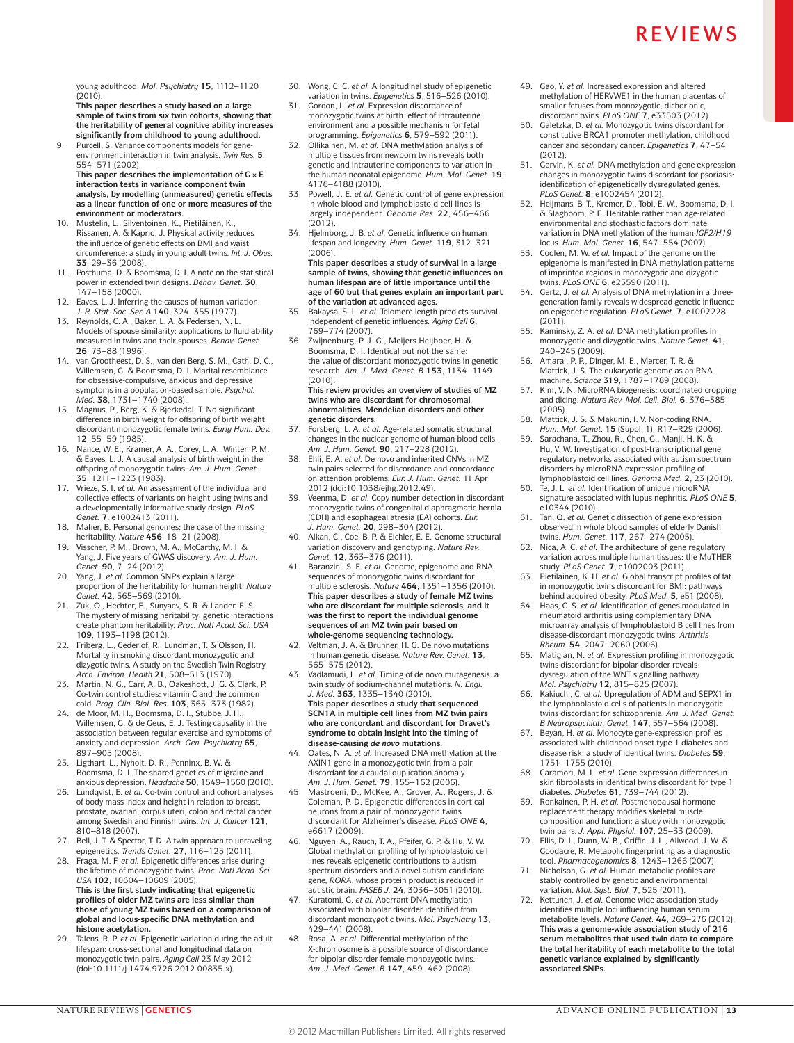young adulthood. *Mol. Psychiatry* **15**, 1112–1120 (2010).
**This paper describes a study based on a large sample of twins from six twin cohorts, showing that the heritability of general cognitive ability increases significantly from childhood to young adulthood.**

9. Purcell, S. Variance components models for gene-environment interaction in twin analysis. *Twin Res.* **5**, 554–571 (2002).
**This paper describes the implementation of G × E interaction tests in variance component twin analysis, by modelling (unmeasured) genetic effects as a linear function of one or more measures of the environment or moderators.**
10. Mustelin, L., Silventoinen, K., Pietiläinen, K., Rissanen, A. & Kaprio, J. Physical activity reduces the influence of genetic effects on BMI and waist circumference: a study in young adult twins. *Int. J. Obes.* **33**, 29–36 (2008).
11. Posthuma, D. & Boomsma, D. I. A note on the statistical power in extended twin designs. *Behav. Genet.* **30**, 147–158 (2000).
12. Eaves, L. J. Inferring the causes of human variation. *J. R. Stat. Soc. Ser. A* **140**, 324–355 (1977).
13. Reynolds, C. A., Baker, L. A. & Pedersen, N. L. Models of spouse similarity: applications to fluid ability measured in twins and their spouses. *Behav. Genet.* **26**, 73–88 (1996).
14. van Grootheest, D. S., van den Berg, S. M., Cath, D. C., Willemsen, G. & Boomsma, D. I. Marital resemblance for obsessive-compulsive, anxious and depressive symptoms in a population-based sample. *Psychol. Med.* **38**, 1731–1740 (2008).
15. Magnus, P., Berg, K. & Bjerkedal, T. No significant difference in birth weight for offspring of birth weight discordant monozygotic female twins. *Early Hum. Dev.* **12**, 55–59 (1985).
16. Nance, W. E., Kramer, A. A., Corey, L. A., Winter, P. M. & Eaves, L. J. A causal analysis of birth weight in the offspring of monozygotic twins. *Am. J. Hum. Genet.* **35**, 1211–1223 (1983).
17. Vrieze, S. I. *et al.* An assessment of the individual and collective effects of variants on height using twins and a developmentally informative study design. *PLoS Genet.* **7**, e1002413 (2011).
18. Maher, B. Personal genomes: the case of the missing heritability. *Nature* **456**, 18–21 (2008).
19. Visscher, P. M., Brown, M. A., McCarthy, M. I. & Yang, J. Five years of GWAS discovery. *Am. J. Hum. Genet.* **90**, 7–24 (2012).
20. Yang, J. *et al.* Common SNPs explain a large proportion of the heritability for human height. *Nature Genet.* **42**, 565–569 (2010).
21. Zuk, O., Hechter, E., Sunyaev, S. R. & Lander, E. S. The mystery of missing heritability: genetic interactions create phantom heritability. *Proc. Natl Acad. Sci. USA* **109**, 1193–1198 (2012).
22. Friberg, L., Cederlof, R., Lundman, T. & Olsson, H. Mortality in smoking discordant monozygotic and dizygotic twins. A study on the Swedish Twin Registry. *Arch. Environ. Health* **21**, 508–513 (1970).
23. Martin, N. G., Carr, A. B., Oakeshott, J. G. & Clark, P. Co-twin control studies: vitamin C and the common cold. *Prog. Clin. Biol. Res.* **103**, 365–373 (1982).
24. de Moor, M. H., Boomsma, D. I., Stubbe, J. H., Willemsen, G. & de Geus, E. J. Testing causality in the association between regular exercise and symptoms of anxiety and depression. *Arch. Gen. Psychiatry* **65**, 897–905 (2008).
25. Ligthart, L., Nyholt, D. R., Penninx, B. W. & Boomsma, D. I. The shared genetics of migraine and anxious depression. *Headache* **50**, 1549–1560 (2010).
26. Lundqvist, E. *et al.* Co-twin control and cohort analyses of body mass index and height in relation to breast, prostate, ovarian, corpus uteri, colon and rectal cancer among Swedish and Finnish twins. *Int. J. Cancer* **121**, 810–818 (2007).
27. Bell, J. T. & Spector, T. D. A twin approach to unraveling epigenetics. *Trends Genet.* **27**, 116–125 (2011).
28. Fraga, M. F. *et al.* Epigenetic differences arise during the lifetime of monozygotic twins. *Proc. Natl Acad. Sci. USA* **102**, 10604–10609 (2005).
**This is the first study indicating that epigenetic profiles of older MZ twins are less similar than those of young MZ twins based on a comparison of global and locus-specific DNA methylation and histone acetylation.**
29. Talens, R. P. *et al.* Epigenetic variation during the adult lifespan: cross-sectional and longitudinal data on monozygotic twin pairs. *Aging Cell* 23 May 2012 (doi:10.1111/j.1474-9726.2012.00835.x).
30. Wong, C. C. *et al.* A longitudinal study of epigenetic variation in twins. *Epigenetics* **5**, 516–526 (2010).
31. Gordon, L. *et al.* Expression discordance of monozygotic twins at birth: effect of intrauterine environment and a possible mechanism for fetal programming. *Epigenetics* **6**, 579–592 (2011).
32. Ollikainen, M. *et al.* DNA methylation analysis of multiple tissues from newborn twins reveals both genetic and intrauterine components to variation in the human neonatal epigenome. *Hum. Mol. Genet.* **19**, 4176–4188 (2010).
33. Powell, J. E. *et al.* Genetic control of gene expression in whole blood and lymphoblastoid cell lines is largely independent. *Genome Res.* **22**, 456–466 (2012).
34. Hjelmborg, J. B. *et al.* Genetic influence on human lifespan and longevity. *Hum. Genet.* **119**, 312–321 (2006).
**This paper describes a study of survival in a large sample of twins, showing that genetic influences on human lifespan are of little importance until the age of 60 but that genes explain an important part of the variation at advanced ages.**
35. Bakaysa, S. L. *et al.* Telomere length predicts survival independent of genetic influences. *Aging Cell* **6**, 769–774 (2007).
36. Zwijnenburg, P. J. G., Meijers Heijboer, H. & Boomsma, D. I. Identical but not the same: the value of discordant monozygotic twins in genetic research. *Am. J. Med. Genet. B* **153**, 1134–1149 (2010).
**This review provides an overview of studies of MZ twins who are discordant for chromosomal abnormalities, Mendelian disorders and other genetic disorders.**
37. Forsberg, L. A. *et al.* Age-related somatic structural changes in the nuclear genome of human blood cells. *Am. J. Hum. Genet.* **90**, 217–228 (2012).
38. Ehli, E. A. *et al.* De novo and inherited CNVs in MZ twin pairs selected for discordance and concordance on attention problems. *Eur. J. Hum. Genet.* 11 Apr 2012 (doi:10.1038/ejhg.2012.49).
39. Veenma, D. *et al.* Copy number detection in discordant monozygotic twins of congenital diaphragmatic hernia (CDH) and esophageal atresia (EA) cohorts. *Eur. J. Hum. Genet.* **20**, 298–304 (2012).
40. Alkan, C., Coe, B. P. & Eichler, E. E. Genome structural variation discovery and genotyping. *Nature Rev. Genet.* **12**, 363–376 (2011).
41. Baranzini, S. E. *et al.* Genome, epigenome and RNA sequences of monozygotic twins discordant for multiple sclerosis. *Nature* **464**, 1351–1356 (2010).
**This paper describes a study of female MZ twins who are discordant for multiple sclerosis, and it was the first to report the individual genome sequences of an MZ twin pair based on whole-genome sequencing technology.**
42. Veltman, J. A. & Brunner, H. G. De novo mutations in human genetic disease. *Nature Rev. Genet.* **13**, 565–575 (2012).
43. Vadlamudi, L. *et al.* Timing of de novo mutagenesis: a twin study of sodium-channel mutations. *N. Engl. J. Med.* **363**, 1335–1340 (2010).
**This paper describes a study that sequenced SCN1A in multiple cell lines from MZ twin pairs who are concordant and discordant for Dravet's syndrome to obtain insight into the timing of disease-causing *de novo* mutations.**
44. Oates, N. A. *et al.* Increased DNA methylation at the AXIN1 gene in a monozygotic twin from a pair discordant for a caudal duplication anomaly. *Am. J. Hum. Genet.* **79**, 155–162 (2006).
45. Mastroeni, D., McKee, A., Grover, A., Rogers, J. & Coleman, P. D. Epigenetic differences in cortical neurons from a pair of monozygotic twins discordant for Alzheimer's disease. *PLoS ONE* **4**, e6617 (2009).
46. Nguyen, A., Rauch, T. A., Pfeifer, G. P. & Hu, V. W. Global methylation profiling of lymphoblastoid cell lines reveals epigenetic contributions to autism spectrum disorders and a novel autism candidate gene, *RORA*, whose protein product is reduced in autistic brain. *FASEB J.* **24**, 3036–3051 (2010).
47. Kuratomi, G. *et al.* Aberrant DNA methylation associated with bipolar disorder identified from discordant monozygotic twins. *Mol. Psychiatry* **13**, 429–441 (2008).
48. Rosa, A. *et al.* Differential methylation of the X-chromosome is a possible source of discordance for bipolar disorder female monozygotic twins. *Am. J. Med. Genet. B* **147**, 459–462 (2008).
49. Gao, Y. *et al.* Increased expression and altered methylation of HERVWE1 in the human placentas of smaller fetuses from monozygotic, dichorionic, discordant twins. *PLoS ONE* **7**, e33503 (2012).
50. Galetzka, D. *et al.* Monozygotic twins discordant for constitutive BRCA1 promoter methylation, childhood cancer and secondary cancer. *Epigenetics* **7**, 47–54 (2012).
51. Gervin, K. *et al.* DNA methylation and gene expression changes in monozygotic twins discordant for psoriasis: identification of epigenetically dysregulated genes. *PLoS Genet.* **8**, e1002454 (2012).
52. Heijmans, B. T., Kremer, D., Tobi, E. W., Boomsma, D. I. & Slagboom, P. E. Heritable rather than age-related environmental and stochastic factors dominate variation in DNA methylation of the human *IGF2/H19* locus. *Hum. Mol. Genet.* **16**, 547–554 (2007).
53. Coolen, M. W. *et al.* Impact of the genome on the epigenome is manifested in DNA methylation patterns of imprinted regions in monozygotic and dizygotic twins. *PLoS ONE* **6**, e25590 (2011).
54. Gertz, J. *et al.* Analysis of DNA methylation in a three-generation family reveals widespread genetic influence on epigenetic regulation. *PLoS Genet.* **7**, e1002228 (2011).
55. Kaminsky, Z. A. *et al.* DNA methylation profiles in monozygotic and dizygotic twins. *Nature Genet.* **41**, 240–245 (2009).
56. Amaral, P. P., Dinger, M. E., Mercer, T. R. & Mattick, J. S. The eukaryotic genome as an RNA machine. *Science* **319**, 1787–1789 (2008).
57. Kim, V. N. MicroRNA biogenesis: coordinated cropping and dicing. *Nature Rev. Mol. Cell. Biol.* **6**, 376–385 (2005).
58. Mattick, J. S. & Makunin, I. V. Non-coding RNA. *Hum. Mol. Genet.* **15** (Suppl. 1), R17–R29 (2006).
59. Sarachana, T., Zhou, R., Chen, G., Manji, H. K. & Hu, V. W. Investigation of post-transcriptional gene regulatory networks associated with autism spectrum disorders by microRNA expression profiling of lymphoblastoid cell lines. *Genome Med.* **2**, 23 (2010).
60. Te, J. L. *et al.* Identification of unique microRNA signature associated with lupus nephritis. *PLoS ONE* **5**, e10344 (2010).
61. Tan, Q. *et al.* Genetic dissection of gene expression observed in whole blood samples of elderly Danish twins. *Hum. Genet.* **117**, 267–274 (2005).
62. Nica, A. C. *et al.* The architecture of gene regulatory variation across multiple human tissues: the MuTHER study. *PLoS Genet.* **7**, e1002003 (2011).
63. Pietiläinen, K. H. *et al.* Global transcript profiles of fat in monozygotic twins discordant for BMI: pathways behind acquired obesity. *PLoS Med.* **5**, e51 (2008).
64. Haas, C. S. *et al.* Identification of genes modulated in rheumatoid arthritis using complementary DNA microarray analysis of lymphoblastoid B cell lines from disease-discordant monozygotic twins. *Arthritis Rheum.* **54**, 2047–2060 (2006).
65. Matigian, N. *et al.* Expression profiling in monozygotic twins discordant for bipolar disorder reveals dysregulation of the WNT signalling pathway. *Mol. Psychiatry* **12**, 815–825 (2007).
66. Kakiuchi, C. *et al.* Upregulation of ADM and SEPX1 in the lymphoblastoid cells of patients in monozygotic twins discordant for schizophrenia. *Am. J. Med. Genet. B Neuropsychiatr. Genet.* **147**, 557–564 (2008).
67. Beyan, H. *et al.* Monocyte gene-expression profiles associated with childhood-onset type 1 diabetes and disease risk: a study of identical twins. *Diabetes* **59**, 1751–1755 (2010).
68. Caramori, M. L. *et al.* Gene expression differences in skin fibroblasts in identical twins discordant for type 1 diabetes. *Diabetes* **61**, 739–744 (2012).
69. Ronkainen, P. H. *et al.* Postmenopausal hormone replacement therapy modifies skeletal muscle composition and function: a study with monozygotic twin pairs. *J. Appl. Physiol.* **107**, 25–33 (2009).
70. Ellis, D. I., Dunn, W. B., Griffin, J. L., Allwood, J. W. & Goodacre, R. Metabolic fingerprinting as a diagnostic tool. *Pharmacogenomics* **8**, 1243–1266 (2007).
71. Nicholson, G. *et al.* Human metabolic profiles are stably controlled by genetic and environmental variation. *Mol. Syst. Biol.* **7**, 525 (2011).
72. Kettunen, J. *et al.* Genome-wide association study identifies multiple loci influencing human serum metabolite levels. *Nature Genet.* **44**, 269–276 (2012).
**This was a genome-wide association study of 216 serum metabolites that used twin data to compare the total heritability of each metabolite to the total genetic variance explained by significantly associated SNPs.**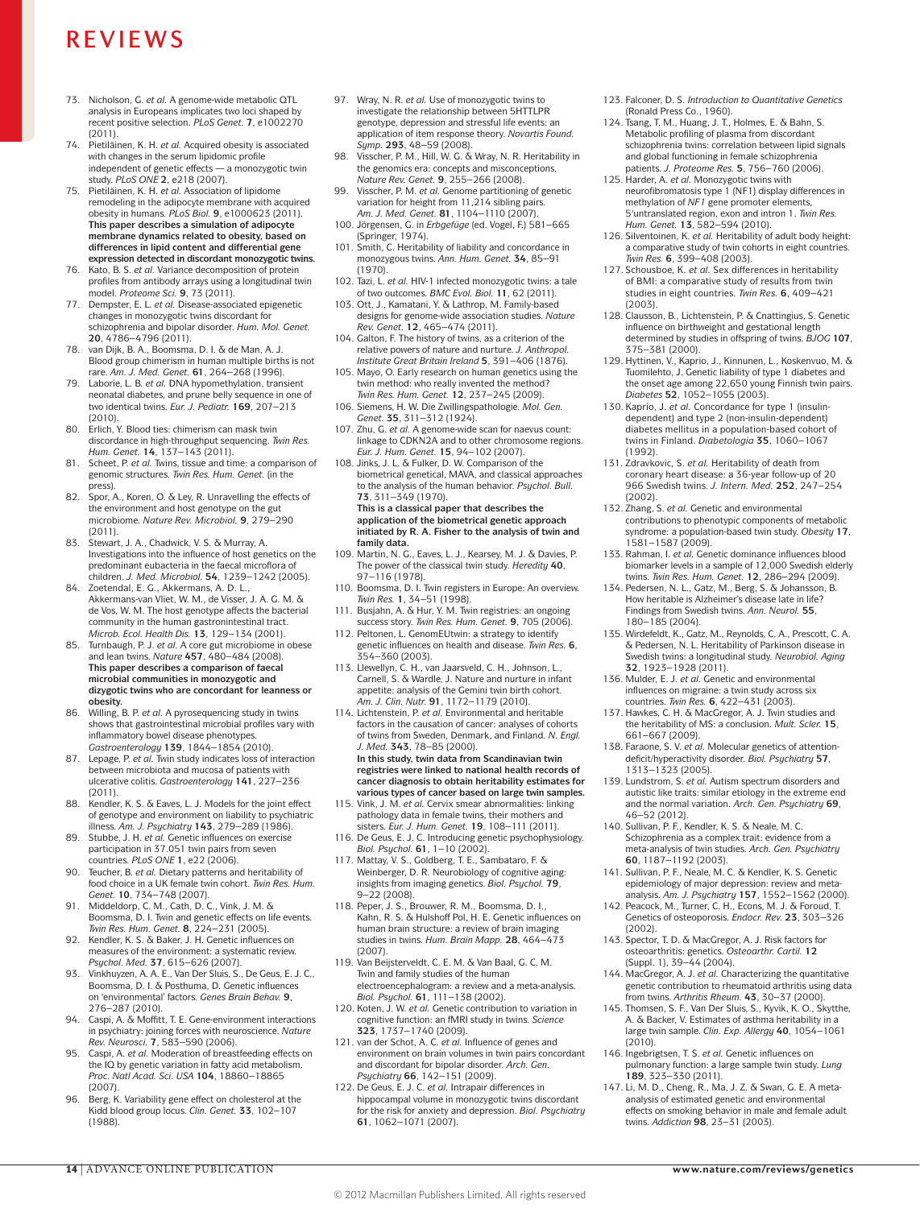73. Nicholson, G. *et al.* A genome-wide metabolic QTL analysis in Europeans implicates two loci shaped by recent positive selection. *PLoS Genet.* **7**, e1002270 (2011).
74. Pietiläinen, K. H. *et al.* Acquired obesity is associated with changes in the serum lipidomic profile independent of genetic effects — a monozygotic twin study. *PLoS ONE* **2**, e218 (2007).
75. Pietiläinen, K. H. *et al.* Association of lipidome remodeling in the adipocyte membrane with acquired obesity in humans. *PLoS Biol.* **9**, e1000623 (2011). **This paper describes a simulation of adipocyte membrane dynamics related to obesity, based on differences in lipid content and differential gene expression detected in discordant monozygotic twins.**
76. Kato, B. S. *et al.* Variance decomposition of protein profiles from antibody arrays using a longitudinal twin model. *Proteome Sci.* **9**, 73 (2011).
77. Dempster, E. L. *et al.* Disease-associated epigenetic changes in monozygotic twins discordant for schizophrenia and bipolar disorder. *Hum. Mol. Genet.* **20**, 4786–4796 (2011).
78. van Dijk, B. A., Boomsma, D. I. & de Man, A. J. Blood group chimerism in human multiple births is not rare. *Am. J. Med. Genet.* **61**, 264–268 (1996).
79. Laborie, L. B. *et al.* DNA hypomethylation, transient neonatal diabetes, and prune belly sequence in one of two identical twins. *Eur. J. Pediatr.* **169**, 207–213 (2010).
80. Erlich, Y. Blood ties: chimerism can mask twin discordance in high-throughput sequencing. *Twin Res. Hum. Genet.* **14**, 137–143 (2011).
81. Scheet, P. *et al.* Twins, tissue and time: a comparison of genomic structures. *Twin Res. Hum. Genet.* (in the press).
82. Spor, A., Koren, O. & Ley, R. Unravelling the effects of the environment and host genotype on the gut microbiome. *Nature Rev. Microbiol.* **9**, 279–290 (2011).
83. Stewart, J. A., Chadwick, V. S. & Murray, A. Investigations into the influence of host genetics on the predominant eubacteria in the faecal microflora of children. *J. Med. Microbiol.* **54**, 1239–1242 (2005).
84. Zoetendal, E. G., Akkermans, A. D. L., Akkermans-van Vliet, W. M., de Visser, J. A. G. M. & de Vos, W. M. The host genotype affects the bacterial community in the human gastrointestinal tract. *Microb. Ecol. Health Dis.* **13**, 129–134 (2001).
85. Turnbaugh, P. J. *et al.* A core gut microbiome in obese and lean twins. *Nature* **457**, 480–484 (2008). **This paper describes a comparison of faecal microbial communities in monozygotic and dizygotic twins who are concordant for leanness or obesity.**
86. Willing, B. P. *et al.* A pyrosequencing study in twins shows that gastrointestinal microbial profiles vary with inflammatory bowel disease phenotypes. *Gastroenterology* **139**, 1844–1854 (2010).
87. Lepage, P. *et al.* Twin study indicates loss of interaction between microbiota and mucosa of patients with ulcerative colitis. *Gastroenterology* **141**, 227–236 (2011).
88. Kendler, K. S. & Eaves, L. J. Models for the joint effect of genotype and environment on liability to psychiatric illness. *Am. J. Psychiatry* **143**, 279–289 (1986).
89. Stubbe, J. H. *et al.* Genetic influences on exercise participation in 37.051 twin pairs from seven countries. *PLoS ONE* **1**, e22 (2006).
90. Teucher, B. *et al.* Dietary patterns and heritability of food choice in a UK female twin cohort. *Twin Res. Hum. Genet.* **10**, 734–748 (2007).
91. Middeldorp, C. M., Cath, D. C., Vink, J. M. & Boomsma, D. I. Twin and genetic effects on life events. *Twin Res. Hum. Genet.* **8**, 224–231 (2005).
92. Kendler, K. S. & Baker, J. H. Genetic influences on measures of the environment: a systematic review. *Psychol. Med.* **37**, 615–626 (2007).
93. Vinkhuyzen, A. A. E., Van Der Sluis, S., De Geus, E. J. C., Boomsma, D. I. & Posthuma, D. Genetic influences on 'environmental' factors. *Genes Brain Behav.* **9**, 276–287 (2010).
94. Caspi, A. & Moffitt, T. E. Gene-environment interactions in psychiatry: joining forces with neuroscience. *Nature Rev. Neurosci.* **7**, 583–590 (2006).
95. Caspi, A. *et al.* Moderation of breastfeeding effects on the IQ by genetic variation in fatty acid metabolism. *Proc. Natl Acad. Sci. USA* **104**, 18860–18865 (2007).
96. Berg, K. Variability gene effect on cholesterol at the Kidd blood group locus. *Clin. Genet.* **33**, 102–107 (1988).
97. Wray, N. R. *et al.* Use of monozygotic twins to investigate the relationship between 5HTTLPR genotype, depression and stressful life events: an application of item response theory. *Novartis Found. Symp.* **293**, 48–59 (2008).
98. Visscher, P. M., Hill, W. G. & Wray, N. R. Heritability in the genomics era: concepts and misconceptions. *Nature Rev. Genet.* **9**, 255–266 (2008).
99. Visscher, P. M. *et al.* Genome partitioning of genetic variation for height from 11,214 sibling pairs. *Am. J. Med. Genet.* **81**, 1104–1110 (2007).
100. Jörgensen, G. in *Erbgefüge* (ed. Vogel, F.) 581–665 (Springer, 1974).
101. Smith, C. Heritability of liability and concordance in monozygous twins. *Ann. Hum. Genet.* **34**, 85–91 (1970).
102. Tazi, L. *et al.* HIV-1 infected monozygotic twins: a tale of two outcomes. *BMC Evol. Biol.* **11**, 62 (2011).
103. Ott, J., Kamatani, Y. & Lathrop, M. Family-based designs for genome-wide association studies. *Nature Rev. Genet.* **12**, 465–474 (2011).
104. Galton, F. The history of twins, as a criterion of the relative powers of nature and nurture. *J. Anthropol. Institute Great Britain Ireland* **5**, 391–406 (1876).
105. Mayo, O. Early research on human genetics using the twin method: who really invented the method? *Twin Res. Hum. Genet.* **12**, 237–245 (2009).
106. Siemens, H. W. Die Zwillingspathologie. *Mol. Gen. Genet.* **35**, 311–312 (1924).
107. Zhu, G. *et al.* A genome-wide scan for naevus count: linkage to CDKN2A and to other chromosome regions. *Eur. J. Hum. Genet.* **15**, 94–102 (2007).
108. Jinks, J. L. & Fulker, D. W. Comparison of the biometrical genetical, MAVA, and classical approaches to the analysis of the human behavior. *Psychol. Bull.* **73**, 311–349 (1970). **This is a classical paper that describes the application of the biometrical genetic approach initiated by R. A. Fisher to the analysis of twin and family data.**
109. Martin, N. G., Eaves, L. J., Kearsey, M. J. & Davies, P. The power of the classical twin study. *Heredity* **40**, 97–116 (1978).
110. Boomsma, D. I. Twin registers in Europe: An overview. *Twin Res.* **1**, 34–51 (1998).
111. Busjahn, A. & Hur, Y. M. Twin registries: an ongoing success story. *Twin Res. Hum. Genet.* **9**, 705 (2006).
112. Peltonen, L. GenomEUtwin: a strategy to identify genetic influences on health and disease. *Twin Res.* **6**, 354–360 (2003).
113. Llewellyn, C. H., van Jaarsveld, C. H., Johnson, L., Carnell, S. & Wardle, J. Nature and nurture in infant appetite: analysis of the Gemini twin birth cohort. *Am. J. Clin. Nutr.* **91**, 1172–1179 (2010).
114. Lichtenstein, P. *et al.* Environmental and heritable factors in the causation of cancer: analyses of cohorts of twins from Sweden, Denmark, and Finland. *N. Engl. J. Med.* **343**, 78–85 (2000). **In this study, twin data from Scandinavian twin registries were linked to national health records of cancer diagnosis to obtain heritability estimates for various types of cancer based on large twin samples.**
115. Vink, J. M. *et al.* Cervix smear abnormalities: linking pathology data in female twins, their mothers and sisters. *Eur. J. Hum. Genet.* **19**, 108–111 (2011).
116. De Geus, E. J. C. Introducing genetic psychophysiology. *Biol. Psychol.* **61**, 1–10 (2002).
117. Mattay, V. S., Goldberg, T. E., Sambataro, F. & Weinberger, D. R. Neurobiology of cognitive aging: insights from imaging genetics. *Biol. Psychol.* **79**, 9–22 (2008).
118. Peper, J. S., Brouwer, R. M., Boomsma, D. I., Kahn, R. S. & Hulshoff Pol, H. E. Genetic influences on human brain structure: a review of brain imaging studies in twins. *Hum. Brain Mapp.* **28**, 464–473 (2007).
119. Van Beijsterveldt, C. E. M. & Van Baal, G. C. M. Twin and family studies of the human electroencephalogram: a review and a meta-analysis. *Biol. Psychol.* **61**, 111–138 (2002).
120. Koten, J. W. *et al.* Genetic contribution to variation in cognitive function: an fMRI study in twins. *Science* **323**, 1737–1740 (2009).
121. van der Schot, A. C. *et al.* Influence of genes and environment on brain volumes in twin pairs concordant and discordant for bipolar disorder. *Arch. Gen. Psychiatry* **66**, 142–151 (2009).
122. De Geus, E. J. C. *et al.* Intrapair differences in hippocampal volume in monozygotic twins discordant for the risk for anxiety and depression. *Biol. Psychiatry* **61**, 1062–1071 (2007).
123. Falconer, D. S. *Introduction to Quantitative Genetics* (Ronald Press Co., 1960).
124. Tsang, T. M., Huang, J. T., Holmes, E. & Bahn, S. Metabolic profiling of plasma from discordant schizophrenia twins: correlation between lipid signals and global functioning in female schizophrenia patients. *J. Proteome Res.* **5**, 756–760 (2006).
125. Harder, A. *et al.* Monozygotic twins with neurofibromatosis type 1 (NF1) display differences in methylation of *NF1* gene promoter elements, 5′untranslated region, exon and intron 1. *Twin Res. Hum. Genet.* **13**, 582–594 (2010).
126. Silventoinen, K. *et al.* Heritability of adult body height: a comparative study of twin cohorts in eight countries. *Twin Res.* **6**, 399–408 (2003).
127. Schousboe, K. *et al.* Sex differences in heritability of BMI: a comparative study of results from twin studies in eight countries. *Twin Res.* **6**, 409–421 (2003).
128. Clausson, B., Lichtenstein, P. & Cnattingius, S. Genetic influence on birthweight and gestational length determined by studies in offspring of twins. *BJOG* **107**, 375–381 (2000).
129. Hyttinen, V., Kaprio, J., Kinnunen, L., Koskenvuo, M. & Tuomilehto, J. Genetic liability of type 1 diabetes and the onset age among 22,650 young Finnish twin pairs. *Diabetes* **52**, 1052–1055 (2003).
130. Kaprio, J. *et al.* Concordance for type 1 (insulin-dependent) and type 2 (non-insulin-dependent) diabetes mellitus in a population-based cohort of twins in Finland. *Diabetologia* **35**, 1060–1067 (1992).
131. Zdravkovic, S. *et al.* Heritability of death from coronary heart disease: a 36-year follow-up of 20 966 Swedish twins. *J. Intern. Med.* **252**, 247–254 (2002).
132. Zhang, S. *et al.* Genetic and environmental contributions to phenotypic components of metabolic syndrome: a population-based twin study. *Obesity* **17**, 1581–1587 (2009).
133. Rahman, I. *et al.* Genetic dominance influences blood biomarker levels in a sample of 12,000 Swedish elderly twins. *Twin Res. Hum. Genet.* **12**, 286–294 (2009).
134. Pedersen, N. L., Gatz, M., Berg, S. & Johansson, B. How heritable is Alzheimer's disease late in life? Findings from Swedish twins. *Ann. Neurol.* **55**, 180–185 (2004).
135. Wirdefeldt, K., Gatz, M., Reynolds, C. A., Prescott, C. A. & Pedersen, N. L. Heritability of Parkinson disease in Swedish twins: a longitudinal study. *Neurobiol. Aging* **32**, 1923–1928 (2011).
136. Mulder, E. J. *et al.* Genetic and environmental influences on migraine: a twin study across six countries. *Twin Res.* **6**, 422–431 (2003).
137. Hawkes, C. H. & MacGregor, A. J. Twin studies and the heritability of MS: a conclusion. *Mult. Scler.* **15**, 661–667 (2009).
138. Faraone, S. V. *et al.* Molecular genetics of attention-deficit/hyperactivity disorder. *Biol. Psychiatry* **57**, 1313–1323 (2005).
139. Lundstrom, S. *et al.* Autism spectrum disorders and autistic like traits: similar etiology in the extreme end and the normal variation. *Arch. Gen. Psychiatry* **69**, 46–52 (2012).
140. Sullivan, P. F., Kendler, K. S. & Neale, M. C. Schizophrenia as a complex trait: evidence from a meta-analysis of twin studies. *Arch. Gen. Psychiatry* **60**, 1187–1192 (2003).
141. Sullivan, P. F., Neale, M. C. & Kendler, K. S. Genetic epidemiology of major depression: review and meta-analysis. *Am. J. Psychiatry* **157**, 1552–1562 (2000).
142. Peacock, M., Turner, C. H., Econs, M. J. & Foroud, T. Genetics of osteoporosis. *Endocr. Rev.* **23**, 303–326 (2002).
143. Spector, T. D. & MacGregor, A. J. Risk factors for osteoarthritis: genetics. *Osteoarthr. Cartil.* **12** (Suppl. 1), 39–44 (2004).
144. MacGregor, A. J. *et al.* Characterizing the quantitative genetic contribution to rheumatoid arthritis using data from twins. *Arthritis Rheum.* **43**, 30–37 (2000).
145. Thomsen, S. F., Van Der Sluis, S., Kyvik, K. O., Skytthe, A. & Backer, V. Estimates of asthma heritability in a large twin sample. *Clin. Exp. Allergy* **40**, 1054–1061 (2010).
146. Ingebrigtsen, T. S. *et al.* Genetic influences on pulmonary function: a large sample twin study. *Lung* **189**, 323–330 (2011).
147. Li, M. D., Cheng, R., Ma, J. Z. & Swan, G. E. A meta-analysis of estimated genetic and environmental effects on smoking behavior in male and female adult twins. *Addiction* **98**, 23–31 (2003).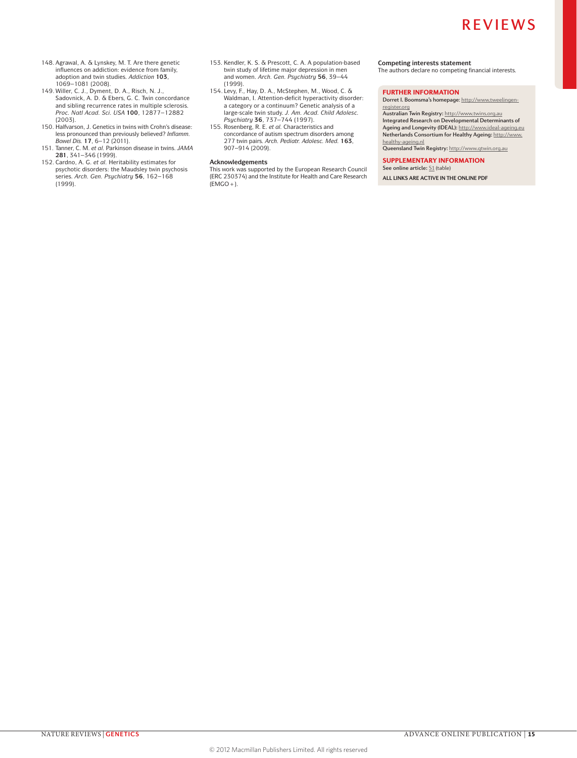148. Agrawal, A. & Lynskey, M. T. Are there genetic influences on addiction: evidence from family, adoption and twin studies. *Addiction* **103**, 1069–1081 (2008).
149. Willer, C. J., Dyment, D. A., Risch, N. J., Sadovnick, A. D. & Ebers, G. C. Twin concordance and sibling recurrence rates in multiple sclerosis. *Proc. Natl Acad. Sci. USA* **100**, 12877–12882 (2003).
150. Halfvarson, J. Genetics in twins with Crohn's disease: less pronounced than previously believed? *Inflamm. Bowel Dis.* **17**, 6–12 (2011).
151. Tanner, C. M. *et al.* Parkinson disease in twins. *JAMA* **281**, 341–346 (1999).
152. Cardno, A. G. *et al.* Heritability estimates for psychotic disorders: the Maudsley twin psychosis series. *Arch. Gen. Psychiatry* **56**, 162–168 (1999).
153. Kendler, K. S. & Prescott, C. A. A population-based twin study of lifetime major depression in men and women. *Arch. Gen. Psychiatry* **56**, 39–44 (1999).
154. Levy, F., Hay, D. A., McStephen, M., Wood, C. & Waldman, I. Attention-deficit hyperactivity disorder: a category or a continuum? Genetic analysis of a large-scale twin study. *J. Am. Acad. Child Adolesc. Psychiatry* **36**, 737–744 (1997).
155. Rosenberg, R. E. *et al.* Characteristics and concordance of autism spectrum disorders among 277 twin pairs. *Arch. Pediatr. Adolesc. Med.* **163**, 907–914 (2009).

### Acknowledgements

This work was supported by the European Research Council (ERC 230374) and the Institute for Health and Care Research (EMGO+).

### Competing interests statement

The authors declare no competing financial interests.

### FURTHER INFORMATION

**Dorret I. Boomsma's homepage:** http://www.tweelingenregister.org
**Australian Twin Registry:** http://www.twins.org.au
**Integrated Research on Developmental Determinants of Ageing and Longevity (IDEAL):** http://www.ideal-ageing.eu
**Netherlands Consortium for Healthy Ageing:** http://www.healthy-ageing.nl
**Queensland Twin Registry:** http://www.qtwin.org.au

### SUPPLEMENTARY INFORMATION

**See online article:** S1 (table)

**ALL LINKS ARE ACTIVE IN THE ONLINE PDF**